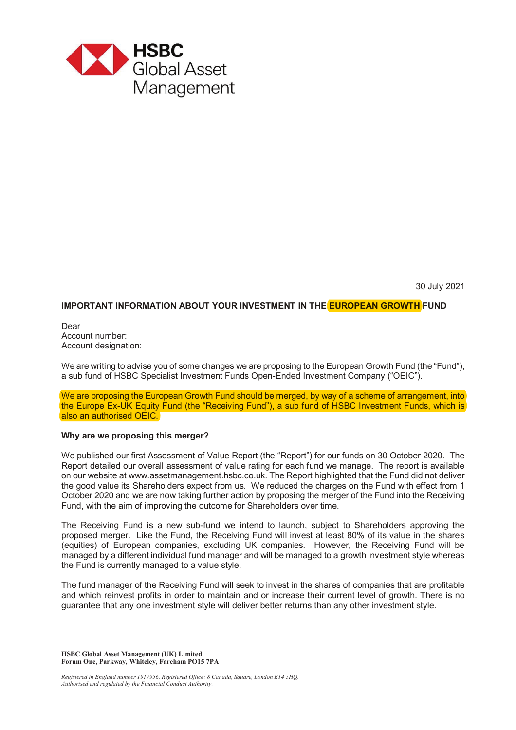HSBC
Global Asset
Management

30 July 2021

**IMPORTANT INFORMATION ABOUT YOUR INVESTMENT IN THE EUROPEAN GROWTH FUND**

Dear
Account number:
Account designation:

We are writing to advise you of some changes we are proposing to the European Growth Fund (the "Fund"), a sub fund of HSBC Specialist Investment Funds Open-Ended Investment Company ("OEIC").

We are proposing the European Growth Fund should be merged, by way of a scheme of arrangement, into the Europe Ex-UK Equity Fund (the "Receiving Fund"), a sub fund of HSBC Investment Funds, which is also an authorised OEIC.

**Why are we proposing this merger?**

We published our first Assessment of Value Report (the "Report") for our funds on 30 October 2020. The Report detailed our overall assessment of value rating for each fund we manage. The report is available on our website at www.assetmanagement.hsbc.co.uk. The Report highlighted that the Fund did not deliver the good value its Shareholders expect from us. We reduced the charges on the Fund with effect from 1 October 2020 and we are now taking further action by proposing the merger of the Fund into the Receiving Fund, with the aim of improving the outcome for Shareholders over time.

The Receiving Fund is a new sub-fund we intend to launch, subject to Shareholders approving the proposed merger. Like the Fund, the Receiving Fund will invest at least 80% of its value in the shares (equities) of European companies, excluding UK companies. However, the Receiving Fund will be managed by a different individual fund manager and will be managed to a growth investment style whereas the Fund is currently managed to a value style.

The fund manager of the Receiving Fund will seek to invest in the shares of companies that are profitable and which reinvest profits in order to maintain and or increase their current level of growth. There is no guarantee that any one investment style will deliver better returns than any other investment style.

**HSBC Global Asset Management (UK) Limited**
**Forum One, Parkway, Whiteley, Fareham PO15 7PA**

*Registered in England number 1917956, Registered Office: 8 Canada, Square, London E14 5HQ.*
*Authorised and regulated by the Financial Conduct Authority.*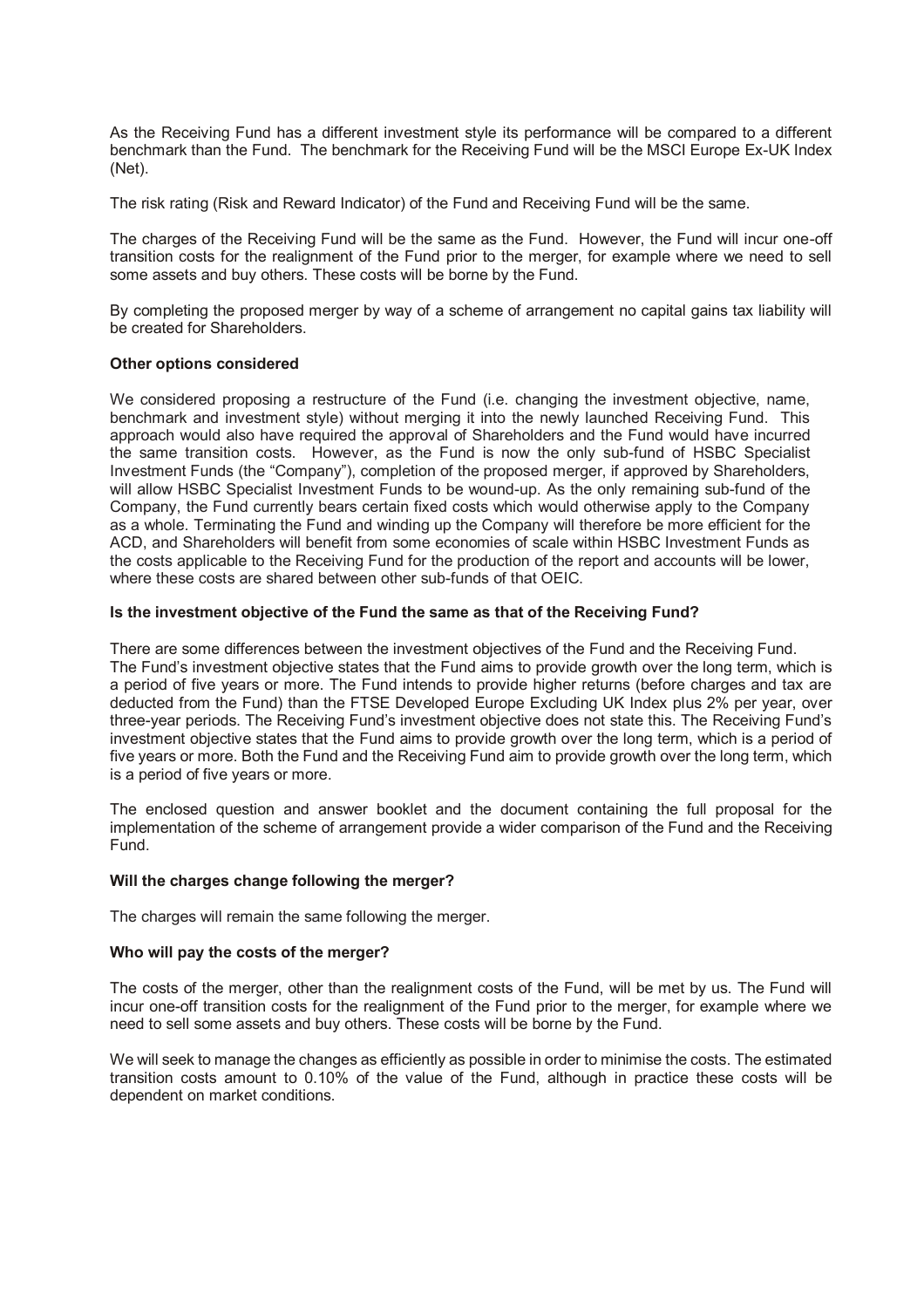As the Receiving Fund has a different investment style its performance will be compared to a different benchmark than the Fund. The benchmark for the Receiving Fund will be the MSCI Europe Ex-UK Index (Net).

The risk rating (Risk and Reward Indicator) of the Fund and Receiving Fund will be the same.

The charges of the Receiving Fund will be the same as the Fund. However, the Fund will incur one-off transition costs for the realignment of the Fund prior to the merger, for example where we need to sell some assets and buy others. These costs will be borne by the Fund.

By completing the proposed merger by way of a scheme of arrangement no capital gains tax liability will be created for Shareholders.

**Other options considered**

We considered proposing a restructure of the Fund (i.e. changing the investment objective, name, benchmark and investment style) without merging it into the newly launched Receiving Fund. This approach would also have required the approval of Shareholders and the Fund would have incurred the same transition costs. However, as the Fund is now the only sub-fund of HSBC Specialist Investment Funds (the "Company"), completion of the proposed merger, if approved by Shareholders, will allow HSBC Specialist Investment Funds to be wound-up. As the only remaining sub-fund of the Company, the Fund currently bears certain fixed costs which would otherwise apply to the Company as a whole. Terminating the Fund and winding up the Company will therefore be more efficient for the ACD, and Shareholders will benefit from some economies of scale within HSBC Investment Funds as the costs applicable to the Receiving Fund for the production of the report and accounts will be lower, where these costs are shared between other sub-funds of that OEIC.

**Is the investment objective of the Fund the same as that of the Receiving Fund?**

There are some differences between the investment objectives of the Fund and the Receiving Fund. The Fund's investment objective states that the Fund aims to provide growth over the long term, which is a period of five years or more. The Fund intends to provide higher returns (before charges and tax are deducted from the Fund) than the FTSE Developed Europe Excluding UK Index plus 2% per year, over three-year periods. The Receiving Fund's investment objective does not state this. The Receiving Fund's investment objective states that the Fund aims to provide growth over the long term, which is a period of five years or more. Both the Fund and the Receiving Fund aim to provide growth over the long term, which is a period of five years or more.

The enclosed question and answer booklet and the document containing the full proposal for the implementation of the scheme of arrangement provide a wider comparison of the Fund and the Receiving Fund.

**Will the charges change following the merger?**

The charges will remain the same following the merger.

**Who will pay the costs of the merger?**

The costs of the merger, other than the realignment costs of the Fund, will be met by us. The Fund will incur one-off transition costs for the realignment of the Fund prior to the merger, for example where we need to sell some assets and buy others. These costs will be borne by the Fund.

We will seek to manage the changes as efficiently as possible in order to minimise the costs. The estimated transition costs amount to 0.10% of the value of the Fund, although in practice these costs will be dependent on market conditions.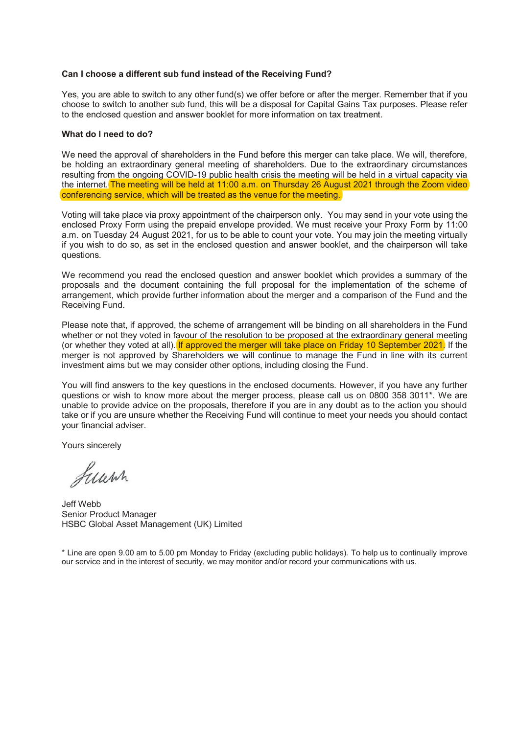**Can I choose a different sub fund instead of the Receiving Fund?**

Yes, you are able to switch to any other fund(s) we offer before or after the merger. Remember that if you choose to switch to another sub fund, this will be a disposal for Capital Gains Tax purposes. Please refer to the enclosed question and answer booklet for more information on tax treatment.

**What do I need to do?**

We need the approval of shareholders in the Fund before this merger can take place. We will, therefore, be holding an extraordinary general meeting of shareholders. Due to the extraordinary circumstances resulting from the ongoing COVID-19 public health crisis the meeting will be held in a virtual capacity via the internet. The meeting will be held at 11:00 a.m. on Thursday 26 August 2021 through the Zoom video conferencing service, which will be treated as the venue for the meeting.

Voting will take place via proxy appointment of the chairperson only. You may send in your vote using the enclosed Proxy Form using the prepaid envelope provided. We must receive your Proxy Form by 11:00 a.m. on Tuesday 24 August 2021, for us to be able to count your vote. You may join the meeting virtually if you wish to do so, as set in the enclosed question and answer booklet, and the chairperson will take questions.

We recommend you read the enclosed question and answer booklet which provides a summary of the proposals and the document containing the full proposal for the implementation of the scheme of arrangement, which provide further information about the merger and a comparison of the Fund and the Receiving Fund.

Please note that, if approved, the scheme of arrangement will be binding on all shareholders in the Fund whether or not they voted in favour of the resolution to be proposed at the extraordinary general meeting (or whether they voted at all). If approved the merger will take place on Friday 10 September 2021. If the merger is not approved by Shareholders we will continue to manage the Fund in line with its current investment aims but we may consider other options, including closing the Fund.

You will find answers to the key questions in the enclosed documents. However, if you have any further questions or wish to know more about the merger process, please call us on 0800 358 3011*. We are unable to provide advice on the proposals, therefore if you are in any doubt as to the action you should take or if you are unsure whether the Receiving Fund will continue to meet your needs you should contact your financial adviser.

Yours sincerely

Jeff Webb
Senior Product Manager
HSBC Global Asset Management (UK) Limited

\* Line are open 9.00 am to 5.00 pm Monday to Friday (excluding public holidays). To help us to continually improve our service and in the interest of security, we may monitor and/or record your communications with us.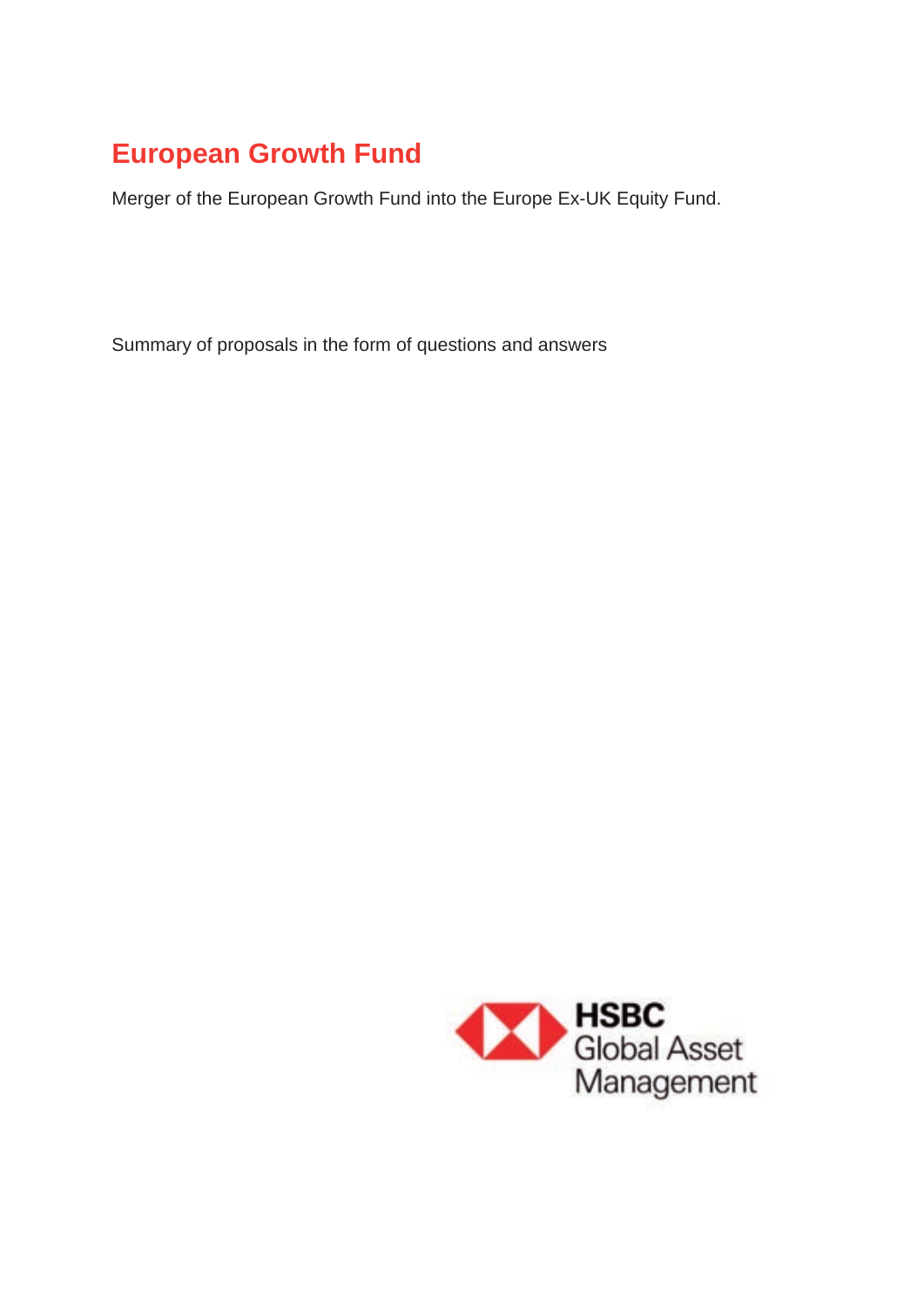# European Growth Fund

Merger of the European Growth Fund into the Europe Ex-UK Equity Fund.

Summary of proposals in the form of questions and answers

HSBC Global Asset Management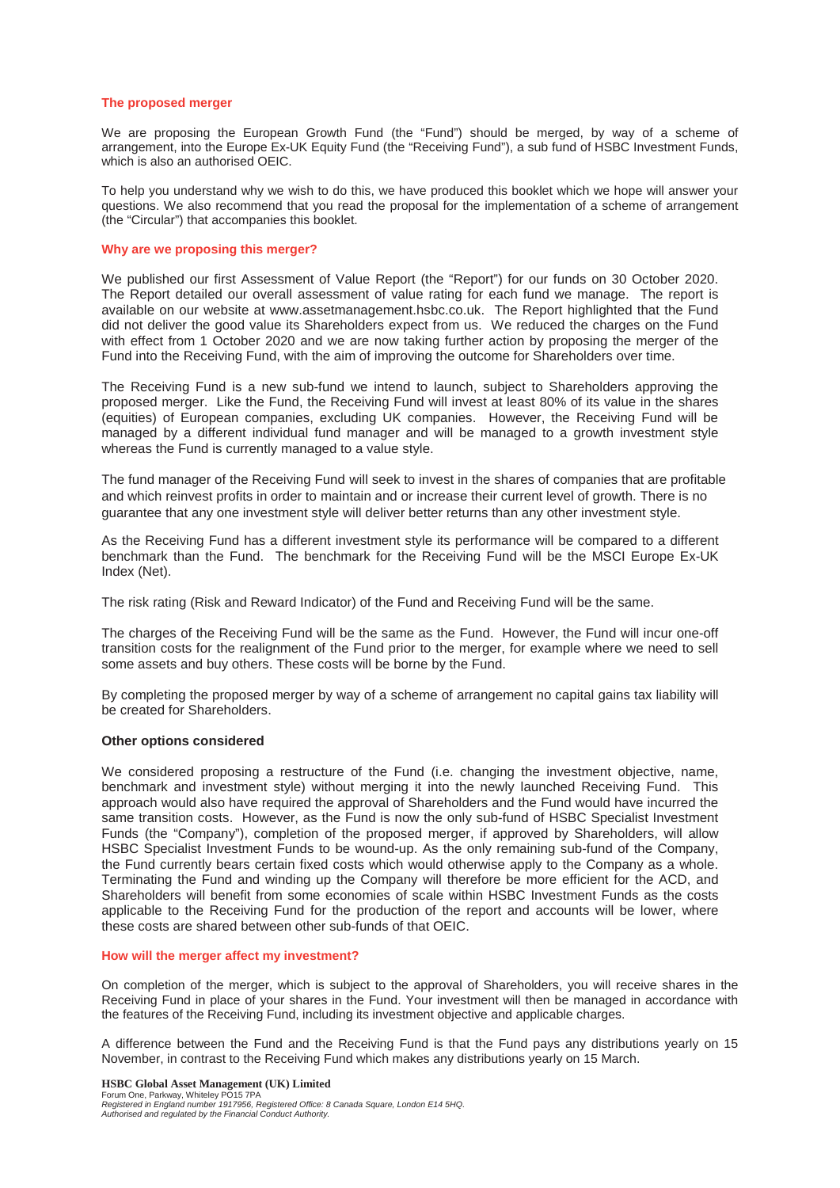## The proposed merger

We are proposing the European Growth Fund (the "Fund") should be merged, by way of a scheme of arrangement, into the Europe Ex-UK Equity Fund (the "Receiving Fund"), a sub fund of HSBC Investment Funds, which is also an authorised OEIC.

To help you understand why we wish to do this, we have produced this booklet which we hope will answer your questions. We also recommend that you read the proposal for the implementation of a scheme of arrangement (the "Circular") that accompanies this booklet.

## Why are we proposing this merger?

We published our first Assessment of Value Report (the "Report") for our funds on 30 October 2020. The Report detailed our overall assessment of value rating for each fund we manage. The report is available on our website at www.assetmanagement.hsbc.co.uk. The Report highlighted that the Fund did not deliver the good value its Shareholders expect from us. We reduced the charges on the Fund with effect from 1 October 2020 and we are now taking further action by proposing the merger of the Fund into the Receiving Fund, with the aim of improving the outcome for Shareholders over time.

The Receiving Fund is a new sub-fund we intend to launch, subject to Shareholders approving the proposed merger. Like the Fund, the Receiving Fund will invest at least 80% of its value in the shares (equities) of European companies, excluding UK companies. However, the Receiving Fund will be managed by a different individual fund manager and will be managed to a growth investment style whereas the Fund is currently managed to a value style.

The fund manager of the Receiving Fund will seek to invest in the shares of companies that are profitable and which reinvest profits in order to maintain and or increase their current level of growth. There is no guarantee that any one investment style will deliver better returns than any other investment style.

As the Receiving Fund has a different investment style its performance will be compared to a different benchmark than the Fund. The benchmark for the Receiving Fund will be the MSCI Europe Ex-UK Index (Net).

The risk rating (Risk and Reward Indicator) of the Fund and Receiving Fund will be the same.

The charges of the Receiving Fund will be the same as the Fund. However, the Fund will incur one-off transition costs for the realignment of the Fund prior to the merger, for example where we need to sell some assets and buy others. These costs will be borne by the Fund.

By completing the proposed merger by way of a scheme of arrangement no capital gains tax liability will be created for Shareholders.

### Other options considered

We considered proposing a restructure of the Fund (i.e. changing the investment objective, name, benchmark and investment style) without merging it into the newly launched Receiving Fund. This approach would also have required the approval of Shareholders and the Fund would have incurred the same transition costs. However, as the Fund is now the only sub-fund of HSBC Specialist Investment Funds (the "Company"), completion of the proposed merger, if approved by Shareholders, will allow HSBC Specialist Investment Funds to be wound-up. As the only remaining sub-fund of the Company, the Fund currently bears certain fixed costs which would otherwise apply to the Company as a whole. Terminating the Fund and winding up the Company will therefore be more efficient for the ACD, and Shareholders will benefit from some economies of scale within HSBC Investment Funds as the costs applicable to the Receiving Fund for the production of the report and accounts will be lower, where these costs are shared between other sub-funds of that OEIC.

## How will the merger affect my investment?

On completion of the merger, which is subject to the approval of Shareholders, you will receive shares in the Receiving Fund in place of your shares in the Fund. Your investment will then be managed in accordance with the features of the Receiving Fund, including its investment objective and applicable charges.

A difference between the Fund and the Receiving Fund is that the Fund pays any distributions yearly on 15 November, in contrast to the Receiving Fund which makes any distributions yearly on 15 March.

**HSBC Global Asset Management (UK) Limited**
Forum One, Parkway, Whiteley PO15 7PA
*Registered in England number 1917956, Registered Office: 8 Canada Square, London E14 5HQ.*
*Authorised and regulated by the Financial Conduct Authority.*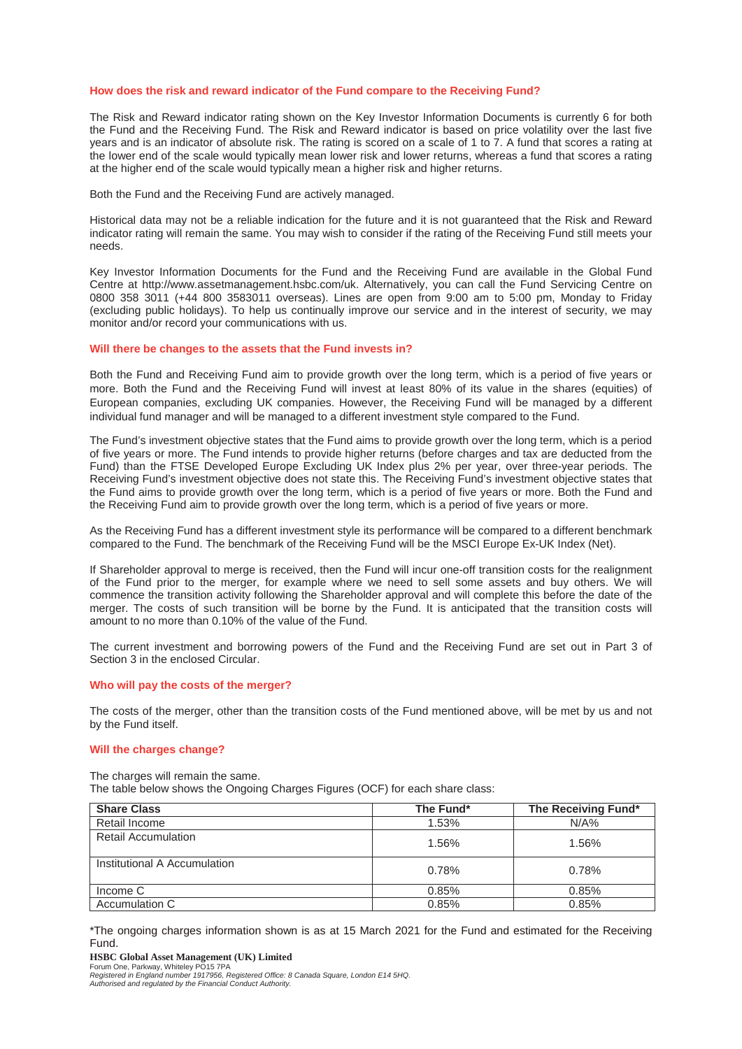### How does the risk and reward indicator of the Fund compare to the Receiving Fund?

The Risk and Reward indicator rating shown on the Key Investor Information Documents is currently 6 for both the Fund and the Receiving Fund. The Risk and Reward indicator is based on price volatility over the last five years and is an indicator of absolute risk. The rating is scored on a scale of 1 to 7. A fund that scores a rating at the lower end of the scale would typically mean lower risk and lower returns, whereas a fund that scores a rating at the higher end of the scale would typically mean a higher risk and higher returns.

Both the Fund and the Receiving Fund are actively managed.

Historical data may not be a reliable indication for the future and it is not guaranteed that the Risk and Reward indicator rating will remain the same. You may wish to consider if the rating of the Receiving Fund still meets your needs.

Key Investor Information Documents for the Fund and the Receiving Fund are available in the Global Fund Centre at http://www.assetmanagement.hsbc.com/uk. Alternatively, you can call the Fund Servicing Centre on 0800 358 3011 (+44 800 3583011 overseas). Lines are open from 9:00 am to 5:00 pm, Monday to Friday (excluding public holidays). To help us continually improve our service and in the interest of security, we may monitor and/or record your communications with us.

### Will there be changes to the assets that the Fund invests in?

Both the Fund and Receiving Fund aim to provide growth over the long term, which is a period of five years or more. Both the Fund and the Receiving Fund will invest at least 80% of its value in the shares (equities) of European companies, excluding UK companies. However, the Receiving Fund will be managed by a different individual fund manager and will be managed to a different investment style compared to the Fund.

The Fund's investment objective states that the Fund aims to provide growth over the long term, which is a period of five years or more. The Fund intends to provide higher returns (before charges and tax are deducted from the Fund) than the FTSE Developed Europe Excluding UK Index plus 2% per year, over three-year periods. The Receiving Fund's investment objective does not state this. The Receiving Fund's investment objective states that the Fund aims to provide growth over the long term, which is a period of five years or more. Both the Fund and the Receiving Fund aim to provide growth over the long term, which is a period of five years or more.

As the Receiving Fund has a different investment style its performance will be compared to a different benchmark compared to the Fund. The benchmark of the Receiving Fund will be the MSCI Europe Ex-UK Index (Net).

If Shareholder approval to merge is received, then the Fund will incur one-off transition costs for the realignment of the Fund prior to the merger, for example where we need to sell some assets and buy others. We will commence the transition activity following the Shareholder approval and will complete this before the date of the merger. The costs of such transition will be borne by the Fund. It is anticipated that the transition costs will amount to no more than 0.10% of the value of the Fund.

The current investment and borrowing powers of the Fund and the Receiving Fund are set out in Part 3 of Section 3 in the enclosed Circular.

### Who will pay the costs of the merger?

The costs of the merger, other than the transition costs of the Fund mentioned above, will be met by us and not by the Fund itself.

### Will the charges change?

The charges will remain the same.
The table below shows the Ongoing Charges Figures (OCF) for each share class:

| Share Class | The Fund* | The Receiving Fund* |
|---|---|---|
| Retail Income | 1.53% | N/A% |
| Retail Accumulation | 1.56% | 1.56% |
| Institutional A Accumulation | 0.78% | 0.78% |
| Income C | 0.85% | 0.85% |
| Accumulation C | 0.85% | 0.85% |

*The ongoing charges information shown is as at 15 March 2021 for the Fund and estimated for the Receiving Fund.

**HSBC Global Asset Management (UK) Limited**
Forum One, Parkway, Whiteley PO15 7PA
*Registered in England number 1917956, Registered Office: 8 Canada Square, London E14 5HQ.*
*Authorised and regulated by the Financial Conduct Authority.*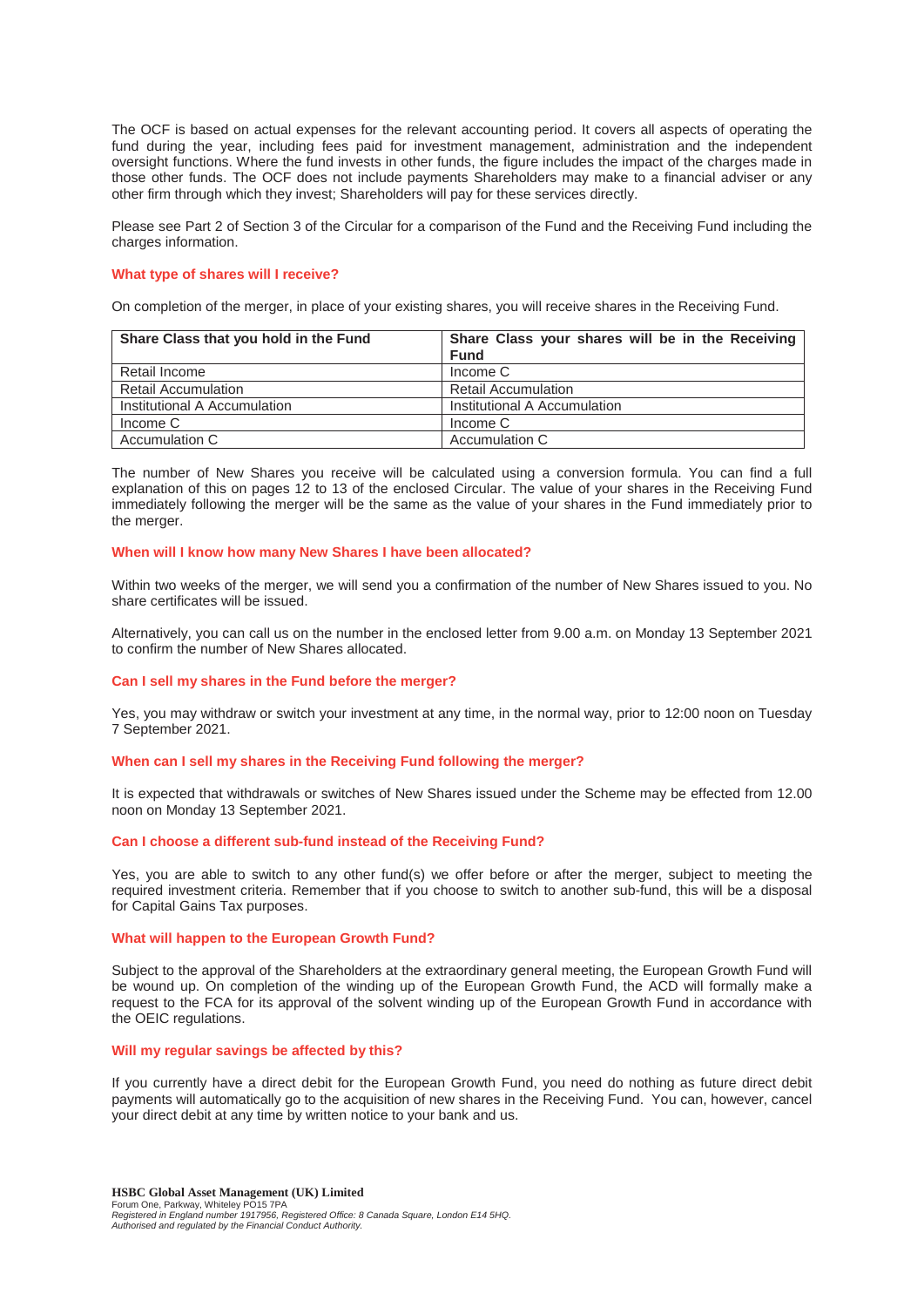The OCF is based on actual expenses for the relevant accounting period. It covers all aspects of operating the fund during the year, including fees paid for investment management, administration and the independent oversight functions. Where the fund invests in other funds, the figure includes the impact of the charges made in those other funds. The OCF does not include payments Shareholders may make to a financial adviser or any other firm through which they invest; Shareholders will pay for these services directly.

Please see Part 2 of Section 3 of the Circular for a comparison of the Fund and the Receiving Fund including the charges information.

### What type of shares will I receive?

On completion of the merger, in place of your existing shares, you will receive shares in the Receiving Fund.

| Share Class that you hold in the Fund | Share Class your shares will be in the Receiving Fund |
|---|---|
| Retail Income | Income C |
| Retail Accumulation | Retail Accumulation |
| Institutional A Accumulation | Institutional A Accumulation |
| Income C | Income C |
| Accumulation C | Accumulation C |

The number of New Shares you receive will be calculated using a conversion formula. You can find a full explanation of this on pages 12 to 13 of the enclosed Circular. The value of your shares in the Receiving Fund immediately following the merger will be the same as the value of your shares in the Fund immediately prior to the merger.

### When will I know how many New Shares I have been allocated?

Within two weeks of the merger, we will send you a confirmation of the number of New Shares issued to you. No share certificates will be issued.

Alternatively, you can call us on the number in the enclosed letter from 9.00 a.m. on Monday 13 September 2021 to confirm the number of New Shares allocated.

### Can I sell my shares in the Fund before the merger?

Yes, you may withdraw or switch your investment at any time, in the normal way, prior to 12:00 noon on Tuesday 7 September 2021.

### When can I sell my shares in the Receiving Fund following the merger?

It is expected that withdrawals or switches of New Shares issued under the Scheme may be effected from 12.00 noon on Monday 13 September 2021.

### Can I choose a different sub-fund instead of the Receiving Fund?

Yes, you are able to switch to any other fund(s) we offer before or after the merger, subject to meeting the required investment criteria. Remember that if you choose to switch to another sub-fund, this will be a disposal for Capital Gains Tax purposes.

### What will happen to the European Growth Fund?

Subject to the approval of the Shareholders at the extraordinary general meeting, the European Growth Fund will be wound up. On completion of the winding up of the European Growth Fund, the ACD will formally make a request to the FCA for its approval of the solvent winding up of the European Growth Fund in accordance with the OEIC regulations.

### Will my regular savings be affected by this?

If you currently have a direct debit for the European Growth Fund, you need do nothing as future direct debit payments will automatically go to the acquisition of new shares in the Receiving Fund. You can, however, cancel your direct debit at any time by written notice to your bank and us.

**HSBC Global Asset Management (UK) Limited**
Forum One, Parkway, Whiteley PO15 7PA
*Registered in England number 1917956, Registered Office: 8 Canada Square, London E14 5HQ.*
*Authorised and regulated by the Financial Conduct Authority.*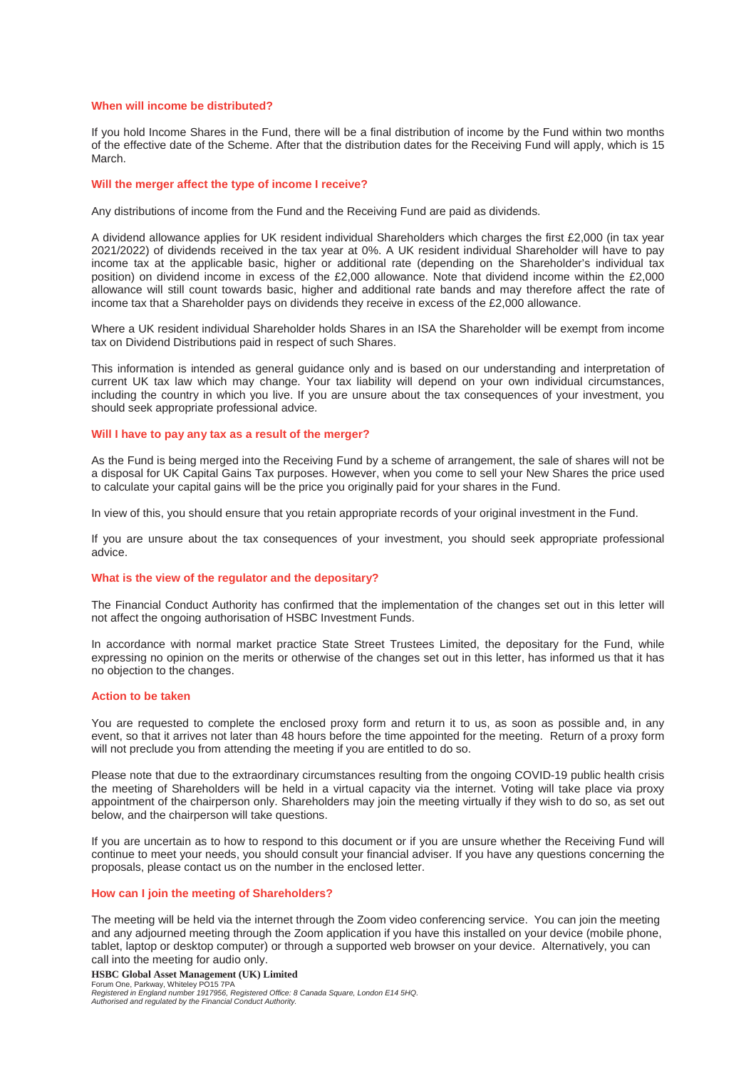### When will income be distributed?

If you hold Income Shares in the Fund, there will be a final distribution of income by the Fund within two months of the effective date of the Scheme. After that the distribution dates for the Receiving Fund will apply, which is 15 March.

### Will the merger affect the type of income I receive?

Any distributions of income from the Fund and the Receiving Fund are paid as dividends.

A dividend allowance applies for UK resident individual Shareholders which charges the first £2,000 (in tax year 2021/2022) of dividends received in the tax year at 0%. A UK resident individual Shareholder will have to pay income tax at the applicable basic, higher or additional rate (depending on the Shareholder's individual tax position) on dividend income in excess of the £2,000 allowance. Note that dividend income within the £2,000 allowance will still count towards basic, higher and additional rate bands and may therefore affect the rate of income tax that a Shareholder pays on dividends they receive in excess of the £2,000 allowance.

Where a UK resident individual Shareholder holds Shares in an ISA the Shareholder will be exempt from income tax on Dividend Distributions paid in respect of such Shares.

This information is intended as general guidance only and is based on our understanding and interpretation of current UK tax law which may change. Your tax liability will depend on your own individual circumstances, including the country in which you live. If you are unsure about the tax consequences of your investment, you should seek appropriate professional advice.

### Will I have to pay any tax as a result of the merger?

As the Fund is being merged into the Receiving Fund by a scheme of arrangement, the sale of shares will not be a disposal for UK Capital Gains Tax purposes. However, when you come to sell your New Shares the price used to calculate your capital gains will be the price you originally paid for your shares in the Fund.

In view of this, you should ensure that you retain appropriate records of your original investment in the Fund.

If you are unsure about the tax consequences of your investment, you should seek appropriate professional advice.

### What is the view of the regulator and the depositary?

The Financial Conduct Authority has confirmed that the implementation of the changes set out in this letter will not affect the ongoing authorisation of HSBC Investment Funds.

In accordance with normal market practice State Street Trustees Limited, the depositary for the Fund, while expressing no opinion on the merits or otherwise of the changes set out in this letter, has informed us that it has no objection to the changes.

### Action to be taken

You are requested to complete the enclosed proxy form and return it to us, as soon as possible and, in any event, so that it arrives not later than 48 hours before the time appointed for the meeting. Return of a proxy form will not preclude you from attending the meeting if you are entitled to do so.

Please note that due to the extraordinary circumstances resulting from the ongoing COVID-19 public health crisis the meeting of Shareholders will be held in a virtual capacity via the internet. Voting will take place via proxy appointment of the chairperson only. Shareholders may join the meeting virtually if they wish to do so, as set out below, and the chairperson will take questions.

If you are uncertain as to how to respond to this document or if you are unsure whether the Receiving Fund will continue to meet your needs, you should consult your financial adviser. If you have any questions concerning the proposals, please contact us on the number in the enclosed letter.

### How can I join the meeting of Shareholders?

The meeting will be held via the internet through the Zoom video conferencing service. You can join the meeting and any adjourned meeting through the Zoom application if you have this installed on your device (mobile phone, tablet, laptop or desktop computer) or through a supported web browser on your device. Alternatively, you can call into the meeting for audio only.

**HSBC Global Asset Management (UK) Limited**
Forum One, Parkway, Whiteley PO15 7PA
*Registered in England number 1917956, Registered Office: 8 Canada Square, London E14 5HQ.*
*Authorised and regulated by the Financial Conduct Authority.*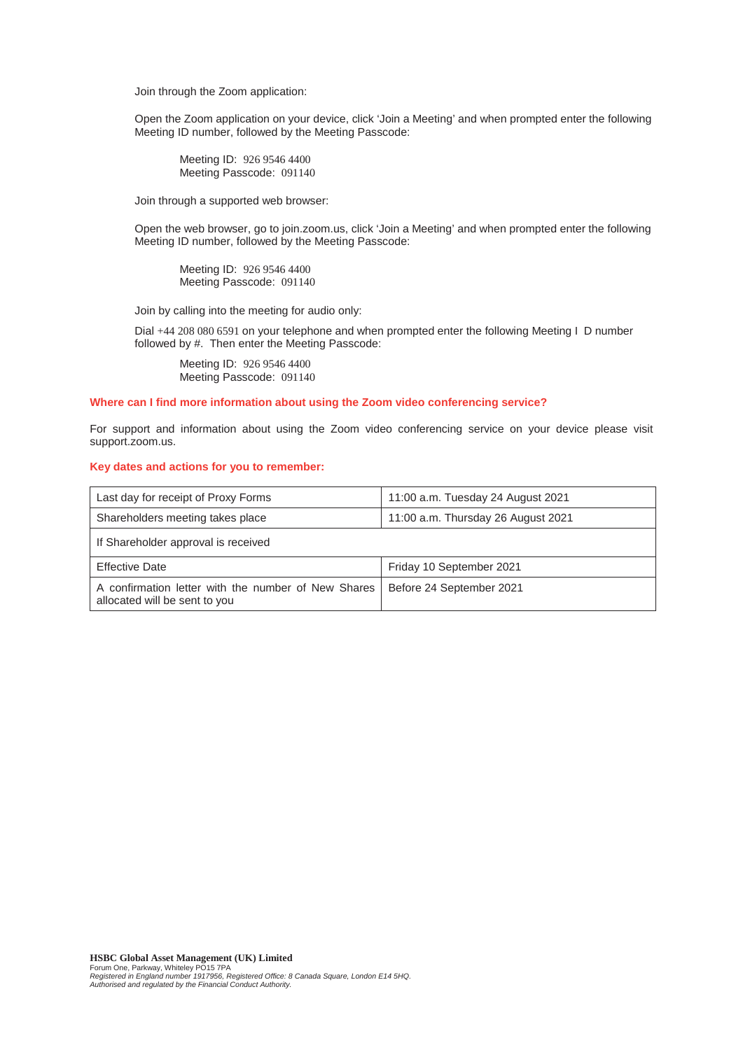Join through the Zoom application:

Open the Zoom application on your device, click 'Join a Meeting' and when prompted enter the following Meeting ID number, followed by the Meeting Passcode:

Meeting ID: 926 9546 4400
Meeting Passcode: 091140

Join through a supported web browser:

Open the web browser, go to join.zoom.us, click 'Join a Meeting' and when prompted enter the following Meeting ID number, followed by the Meeting Passcode:

Meeting ID: 926 9546 4400
Meeting Passcode: 091140

Join by calling into the meeting for audio only:

Dial +44 208 080 6591 on your telephone and when prompted enter the following Meeting I D number followed by #. Then enter the Meeting Passcode:

Meeting ID: 926 9546 4400
Meeting Passcode: 091140

**Where can I find more information about using the Zoom video conferencing service?**

For support and information about using the Zoom video conferencing service on your device please visit support.zoom.us.

**Key dates and actions for you to remember:**

| Last day for receipt of Proxy Forms | 11:00 a.m. Tuesday 24 August 2021 |
|---|---|
| Shareholders meeting takes place | 11:00 a.m. Thursday 26 August 2021 |
| If Shareholder approval is received | |
| Effective Date | Friday 10 September 2021 |
| A confirmation letter with the number of New Shares allocated will be sent to you | Before 24 September 2021 |

**HSBC Global Asset Management (UK) Limited**
Forum One, Parkway, Whiteley PO15 7PA
*Registered in England number 1917956, Registered Office: 8 Canada Square, London E14 5HQ.*
*Authorised and regulated by the Financial Conduct Authority.*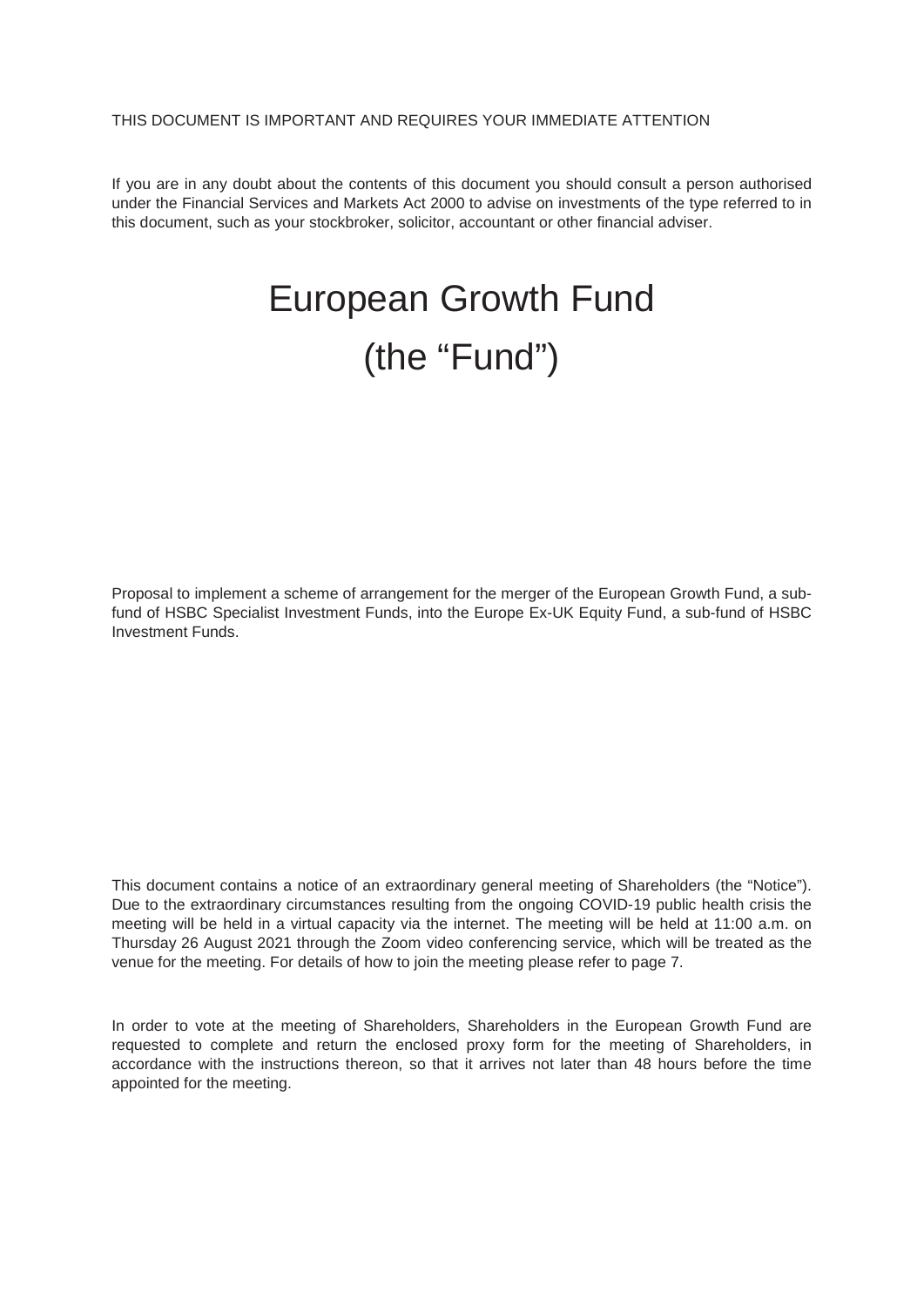THIS DOCUMENT IS IMPORTANT AND REQUIRES YOUR IMMEDIATE ATTENTION

If you are in any doubt about the contents of this document you should consult a person authorised under the Financial Services and Markets Act 2000 to advise on investments of the type referred to in this document, such as your stockbroker, solicitor, accountant or other financial adviser.

# European Growth Fund
# (the "Fund")

Proposal to implement a scheme of arrangement for the merger of the European Growth Fund, a sub-fund of HSBC Specialist Investment Funds, into the Europe Ex-UK Equity Fund, a sub-fund of HSBC Investment Funds.

This document contains a notice of an extraordinary general meeting of Shareholders (the "Notice"). Due to the extraordinary circumstances resulting from the ongoing COVID-19 public health crisis the meeting will be held in a virtual capacity via the internet. The meeting will be held at 11:00 a.m. on Thursday 26 August 2021 through the Zoom video conferencing service, which will be treated as the venue for the meeting. For details of how to join the meeting please refer to page 7.

In order to vote at the meeting of Shareholders, Shareholders in the European Growth Fund are requested to complete and return the enclosed proxy form for the meeting of Shareholders, in accordance with the instructions thereon, so that it arrives not later than 48 hours before the time appointed for the meeting.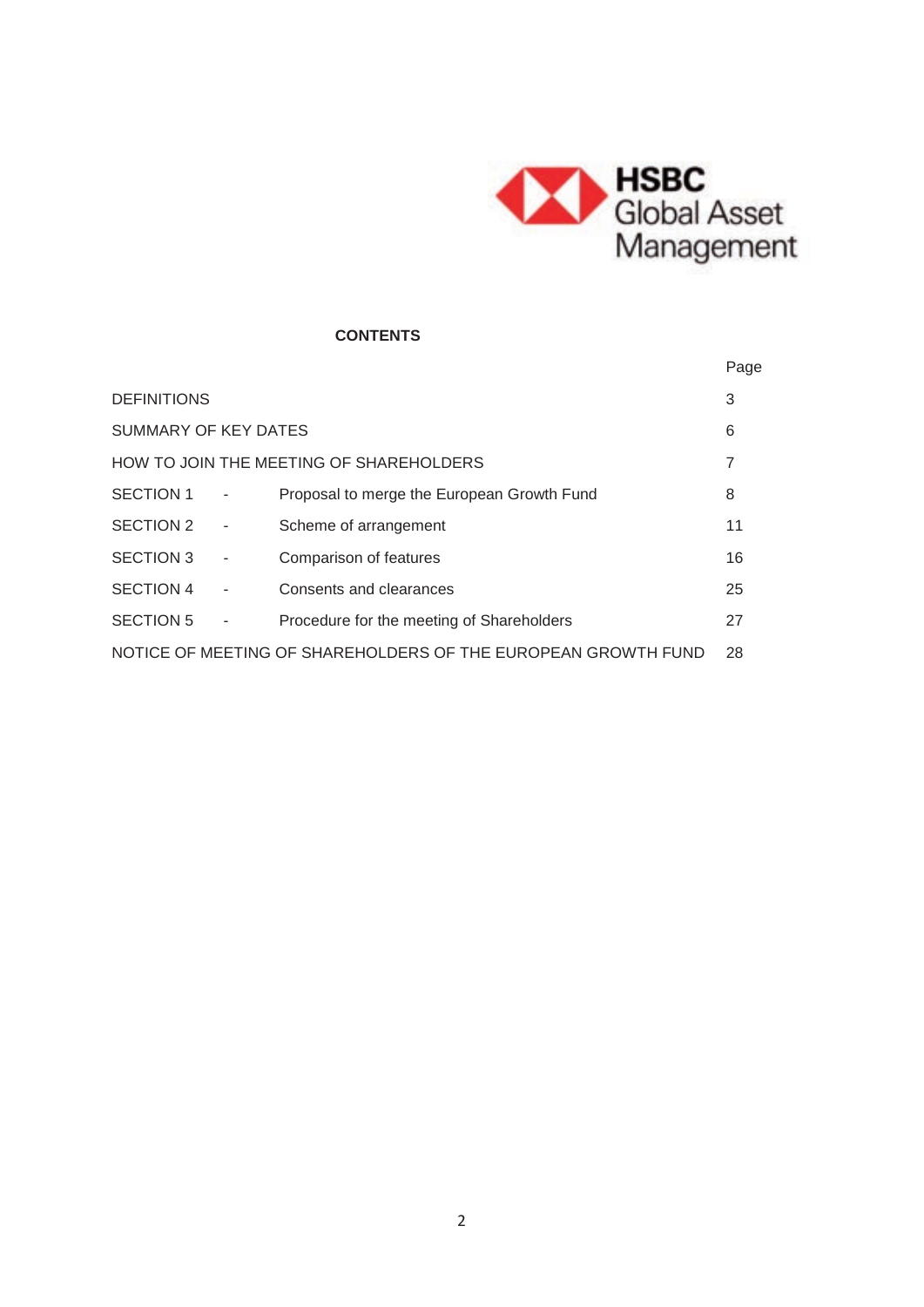## CONTENTS

| | | | Page |
|---|---|---|---|
| DEFINITIONS | | | 3 |
| SUMMARY OF KEY DATES | | | 6 |
| HOW TO JOIN THE MEETING OF SHAREHOLDERS | | | 7 |
| SECTION 1 | - | Proposal to merge the European Growth Fund | 8 |
| SECTION 2 | - | Scheme of arrangement | 11 |
| SECTION 3 | - | Comparison of features | 16 |
| SECTION 4 | - | Consents and clearances | 25 |
| SECTION 5 | - | Procedure for the meeting of Shareholders | 27 |
| NOTICE OF MEETING OF SHAREHOLDERS OF THE EUROPEAN GROWTH FUND | | | 28 |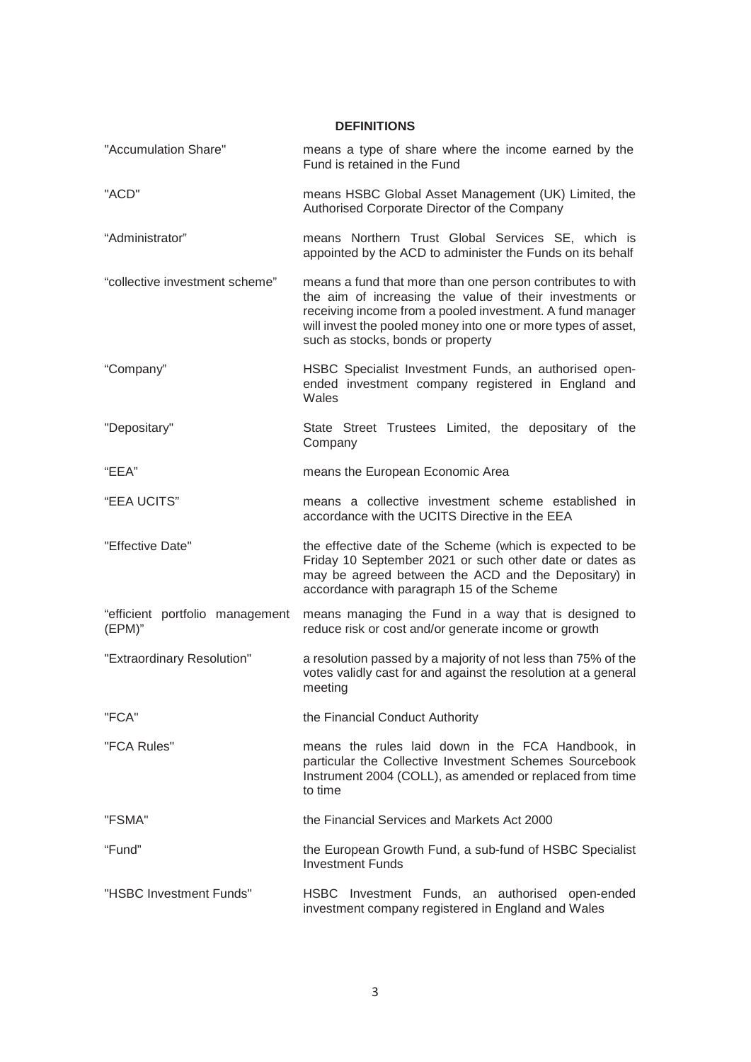## DEFINITIONS

| | |
|---|---|
| "Accumulation Share" | means a type of share where the income earned by the Fund is retained in the Fund |
| "ACD" | means HSBC Global Asset Management (UK) Limited, the Authorised Corporate Director of the Company |
| "Administrator" | means Northern Trust Global Services SE, which is appointed by the ACD to administer the Funds on its behalf |
| "collective investment scheme" | means a fund that more than one person contributes to with the aim of increasing the value of their investments or receiving income from a pooled investment. A fund manager will invest the pooled money into one or more types of asset, such as stocks, bonds or property |
| "Company" | HSBC Specialist Investment Funds, an authorised open-ended investment company registered in England and Wales |
| "Depositary" | State Street Trustees Limited, the depositary of the Company |
| "EEA" | means the European Economic Area |
| "EEA UCITS" | means a collective investment scheme established in accordance with the UCITS Directive in the EEA |
| "Effective Date" | the effective date of the Scheme (which is expected to be Friday 10 September 2021 or such other date or dates as may be agreed between the ACD and the Depositary) in accordance with paragraph 15 of the Scheme |
| "efficient portfolio management (EPM)" | means managing the Fund in a way that is designed to reduce risk or cost and/or generate income or growth |
| "Extraordinary Resolution" | a resolution passed by a majority of not less than 75% of the votes validly cast for and against the resolution at a general meeting |
| "FCA" | the Financial Conduct Authority |
| "FCA Rules" | means the rules laid down in the FCA Handbook, in particular the Collective Investment Schemes Sourcebook Instrument 2004 (COLL), as amended or replaced from time to time |
| "FSMA" | the Financial Services and Markets Act 2000 |
| "Fund" | the European Growth Fund, a sub-fund of HSBC Specialist Investment Funds |
| "HSBC Investment Funds" | HSBC Investment Funds, an authorised open-ended investment company registered in England and Wales |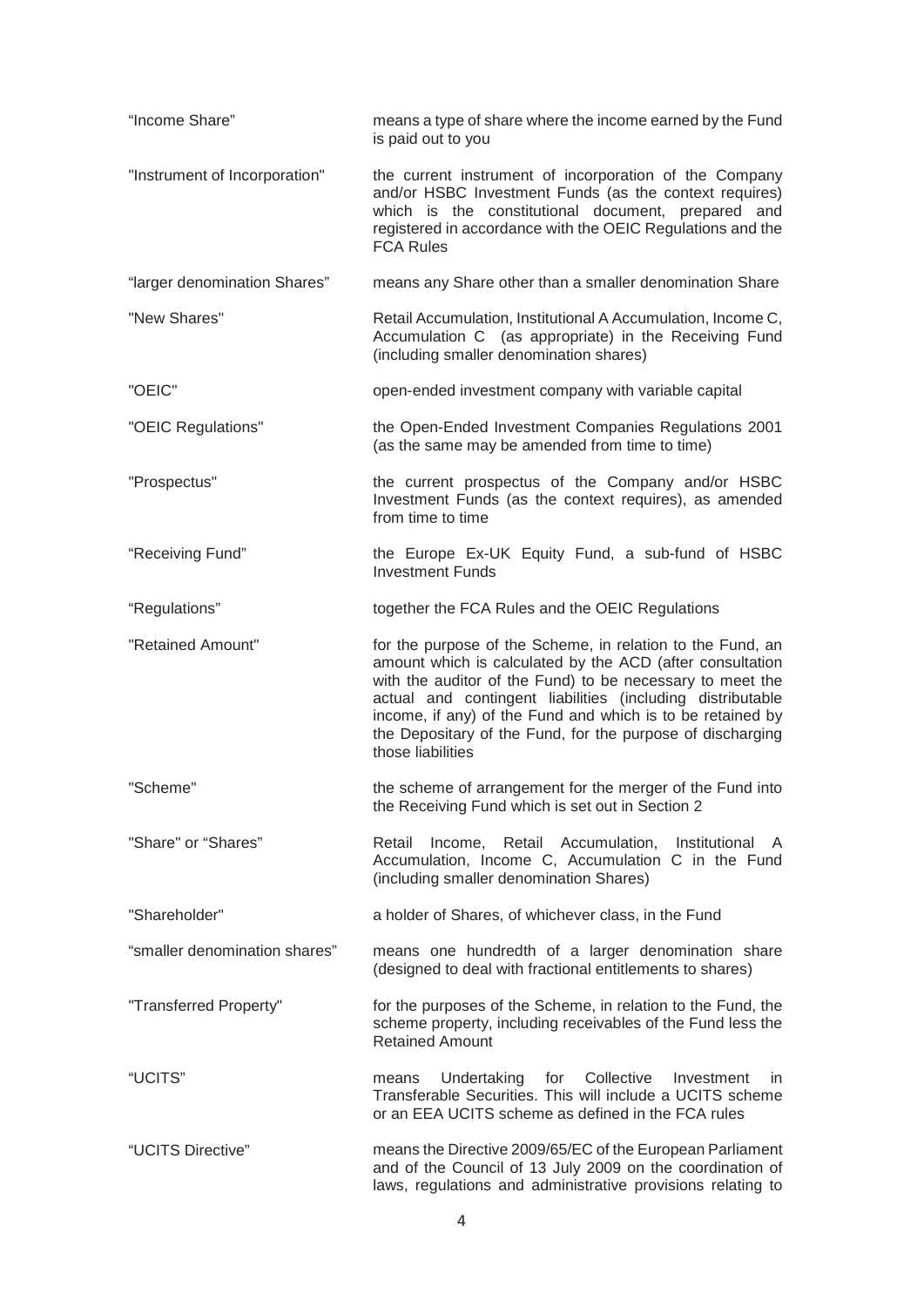| | |
|---|---|
| "Income Share" | means a type of share where the income earned by the Fund is paid out to you |
| "Instrument of Incorporation" | the current instrument of incorporation of the Company and/or HSBC Investment Funds (as the context requires) which is the constitutional document, prepared and registered in accordance with the OEIC Regulations and the FCA Rules |
| "larger denomination Shares" | means any Share other than a smaller denomination Share |
| "New Shares" | Retail Accumulation, Institutional A Accumulation, Income C, Accumulation C (as appropriate) in the Receiving Fund (including smaller denomination shares) |
| "OEIC" | open-ended investment company with variable capital |
| "OEIC Regulations" | the Open-Ended Investment Companies Regulations 2001 (as the same may be amended from time to time) |
| "Prospectus" | the current prospectus of the Company and/or HSBC Investment Funds (as the context requires), as amended from time to time |
| "Receiving Fund" | the Europe Ex-UK Equity Fund, a sub-fund of HSBC Investment Funds |
| "Regulations" | together the FCA Rules and the OEIC Regulations |
| "Retained Amount" | for the purpose of the Scheme, in relation to the Fund, an amount which is calculated by the ACD (after consultation with the auditor of the Fund) to be necessary to meet the actual and contingent liabilities (including distributable income, if any) of the Fund and which is to be retained by the Depositary of the Fund, for the purpose of discharging those liabilities |
| "Scheme" | the scheme of arrangement for the merger of the Fund into the Receiving Fund which is set out in Section 2 |
| "Share" or "Shares" | Retail Income, Retail Accumulation, Institutional A Accumulation, Income C, Accumulation C in the Fund (including smaller denomination Shares) |
| "Shareholder" | a holder of Shares, of whichever class, in the Fund |
| "smaller denomination shares" | means one hundredth of a larger denomination share (designed to deal with fractional entitlements to shares) |
| "Transferred Property" | for the purposes of the Scheme, in relation to the Fund, the scheme property, including receivables of the Fund less the Retained Amount |
| "UCITS" | means Undertaking for Collective Investment in Transferable Securities. This will include a UCITS scheme or an EEA UCITS scheme as defined in the FCA rules |
| "UCITS Directive" | means the Directive 2009/65/EC of the European Parliament and of the Council of 13 July 2009 on the coordination of laws, regulations and administrative provisions relating to |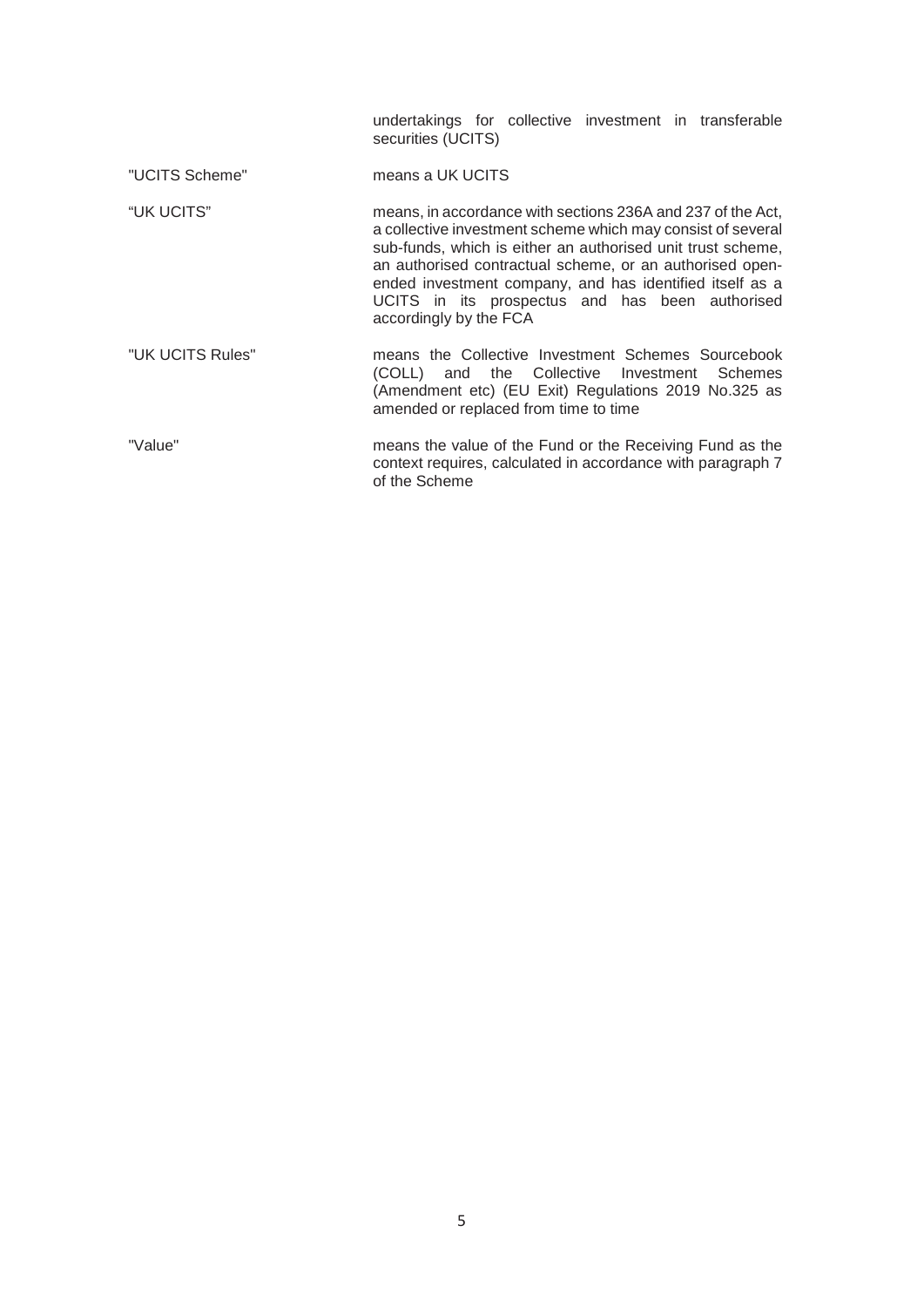| | |
|---|---|
| | undertakings for collective investment in transferable securities (UCITS) |
| "UCITS Scheme" | means a UK UCITS |
| "UK UCITS" | means, in accordance with sections 236A and 237 of the Act, a collective investment scheme which may consist of several sub-funds, which is either an authorised unit trust scheme, an authorised contractual scheme, or an authorised open-ended investment company, and has identified itself as a UCITS in its prospectus and has been authorised accordingly by the FCA |
| "UK UCITS Rules" | means the Collective Investment Schemes Sourcebook (COLL) and the Collective Investment Schemes (Amendment etc) (EU Exit) Regulations 2019 No.325 as amended or replaced from time to time |
| "Value" | means the value of the Fund or the Receiving Fund as the context requires, calculated in accordance with paragraph 7 of the Scheme |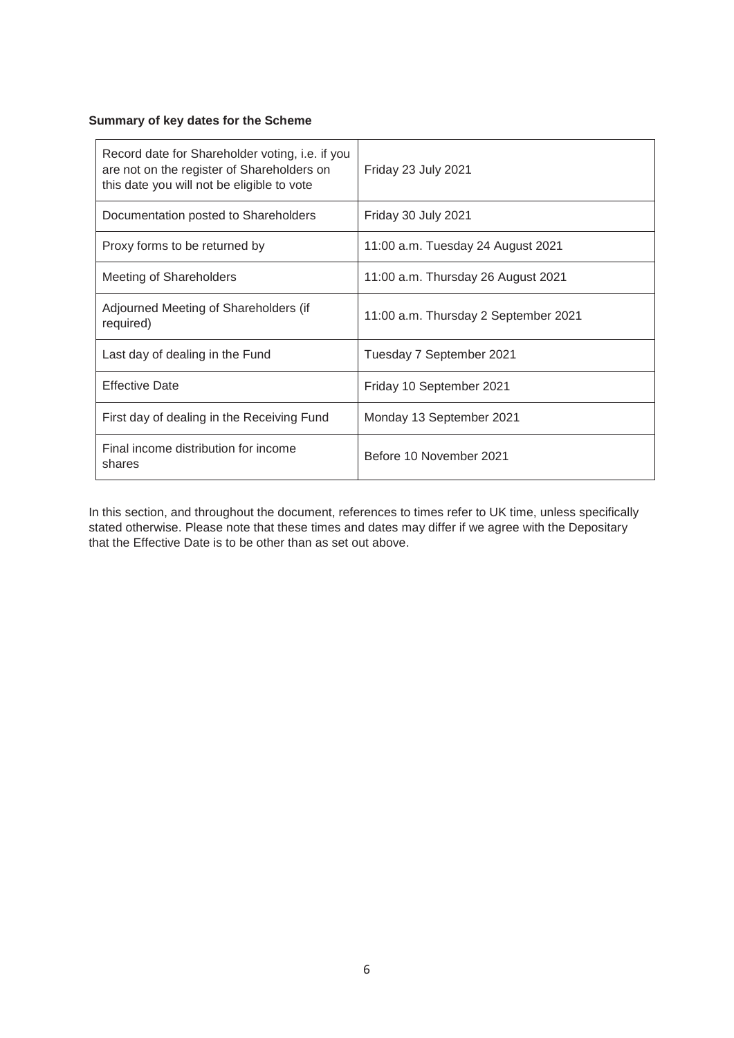**Summary of key dates for the Scheme**

| | |
|---|---|
| Record date for Shareholder voting, i.e. if you are not on the register of Shareholders on this date you will not be eligible to vote | Friday 23 July 2021 |
| Documentation posted to Shareholders | Friday 30 July 2021 |
| Proxy forms to be returned by | 11:00 a.m. Tuesday 24 August 2021 |
| Meeting of Shareholders | 11:00 a.m. Thursday 26 August 2021 |
| Adjourned Meeting of Shareholders (if required) | 11:00 a.m. Thursday 2 September 2021 |
| Last day of dealing in the Fund | Tuesday 7 September 2021 |
| Effective Date | Friday 10 September 2021 |
| First day of dealing in the Receiving Fund | Monday 13 September 2021 |
| Final income distribution for income shares | Before 10 November 2021 |

In this section, and throughout the document, references to times refer to UK time, unless specifically stated otherwise. Please note that these times and dates may differ if we agree with the Depositary that the Effective Date is to be other than as set out above.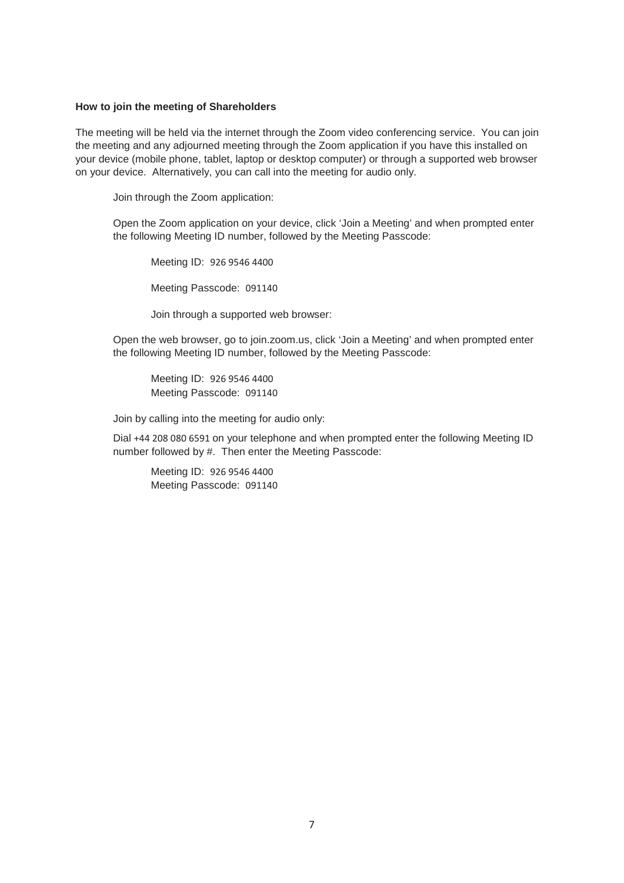**How to join the meeting of Shareholders**

The meeting will be held via the internet through the Zoom video conferencing service. You can join the meeting and any adjourned meeting through the Zoom application if you have this installed on your device (mobile phone, tablet, laptop or desktop computer) or through a supported web browser on your device. Alternatively, you can call into the meeting for audio only.

Join through the Zoom application:

Open the Zoom application on your device, click 'Join a Meeting' and when prompted enter the following Meeting ID number, followed by the Meeting Passcode:

Meeting ID: 926 9546 4400

Meeting Passcode: 091140

Join through a supported web browser:

Open the web browser, go to join.zoom.us, click 'Join a Meeting' and when prompted enter the following Meeting ID number, followed by the Meeting Passcode:

Meeting ID: 926 9546 4400
Meeting Passcode: 091140

Join by calling into the meeting for audio only:

Dial +44 208 080 6591 on your telephone and when prompted enter the following Meeting ID number followed by #. Then enter the Meeting Passcode:

Meeting ID: 926 9546 4400
Meeting Passcode: 091140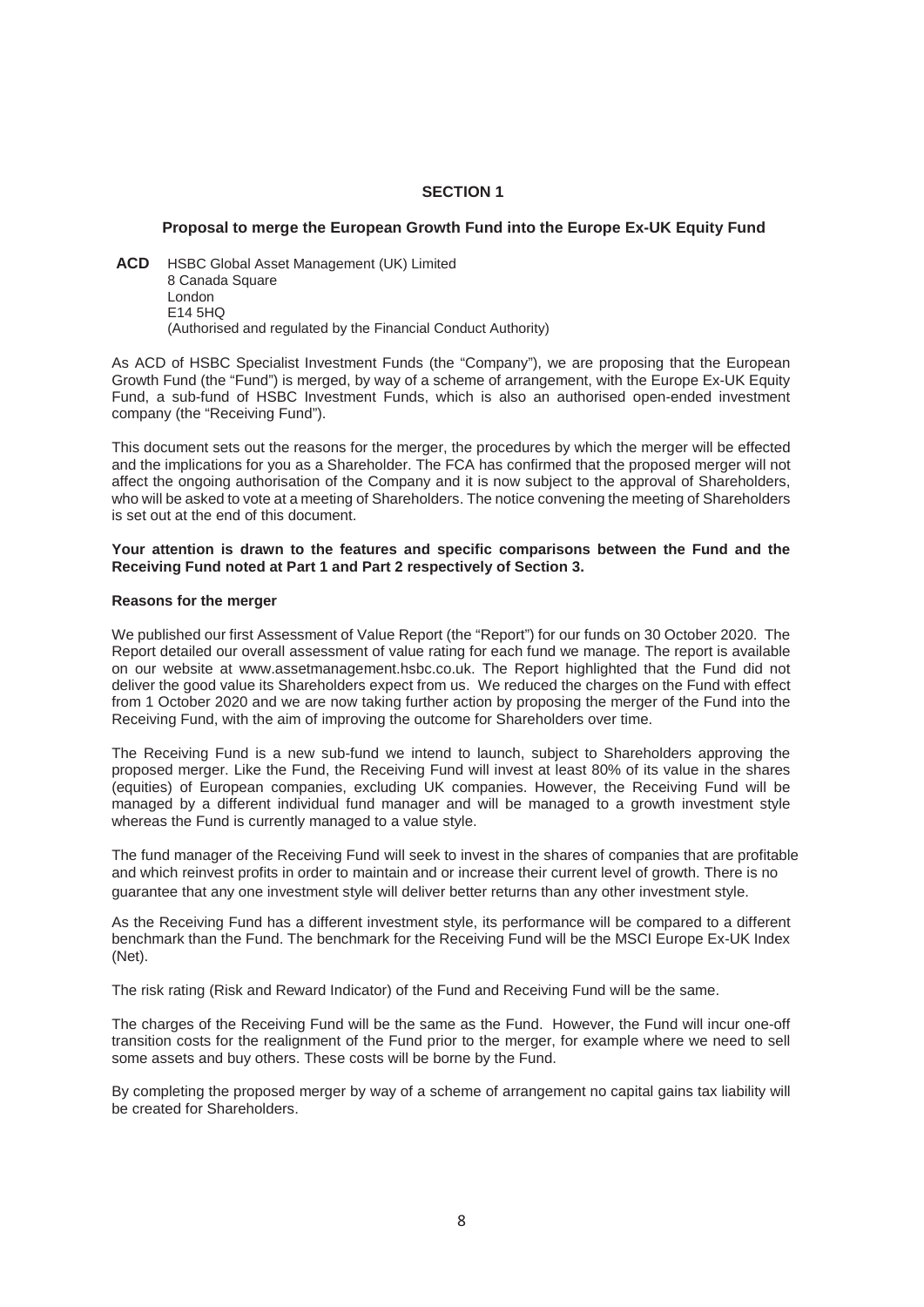# SECTION 1

## Proposal to merge the European Growth Fund into the Europe Ex-UK Equity Fund

**ACD** HSBC Global Asset Management (UK) Limited
8 Canada Square
London
E14 5HQ
(Authorised and regulated by the Financial Conduct Authority)

As ACD of HSBC Specialist Investment Funds (the "Company"), we are proposing that the European Growth Fund (the "Fund") is merged, by way of a scheme of arrangement, with the Europe Ex-UK Equity Fund, a sub-fund of HSBC Investment Funds, which is also an authorised open-ended investment company (the "Receiving Fund").

This document sets out the reasons for the merger, the procedures by which the merger will be effected and the implications for you as a Shareholder. The FCA has confirmed that the proposed merger will not affect the ongoing authorisation of the Company and it is now subject to the approval of Shareholders, who will be asked to vote at a meeting of Shareholders. The notice convening the meeting of Shareholders is set out at the end of this document.

**Your attention is drawn to the features and specific comparisons between the Fund and the Receiving Fund noted at Part 1 and Part 2 respectively of Section 3.**

### Reasons for the merger

We published our first Assessment of Value Report (the "Report") for our funds on 30 October 2020. The Report detailed our overall assessment of value rating for each fund we manage. The report is available on our website at www.assetmanagement.hsbc.co.uk. The Report highlighted that the Fund did not deliver the good value its Shareholders expect from us. We reduced the charges on the Fund with effect from 1 October 2020 and we are now taking further action by proposing the merger of the Fund into the Receiving Fund, with the aim of improving the outcome for Shareholders over time.

The Receiving Fund is a new sub-fund we intend to launch, subject to Shareholders approving the proposed merger. Like the Fund, the Receiving Fund will invest at least 80% of its value in the shares (equities) of European companies, excluding UK companies. However, the Receiving Fund will be managed by a different individual fund manager and will be managed to a growth investment style whereas the Fund is currently managed to a value style.

The fund manager of the Receiving Fund will seek to invest in the shares of companies that are profitable and which reinvest profits in order to maintain and or increase their current level of growth. There is no guarantee that any one investment style will deliver better returns than any other investment style.

As the Receiving Fund has a different investment style, its performance will be compared to a different benchmark than the Fund. The benchmark for the Receiving Fund will be the MSCI Europe Ex-UK Index (Net).

The risk rating (Risk and Reward Indicator) of the Fund and Receiving Fund will be the same.

The charges of the Receiving Fund will be the same as the Fund. However, the Fund will incur one-off transition costs for the realignment of the Fund prior to the merger, for example where we need to sell some assets and buy others. These costs will be borne by the Fund.

By completing the proposed merger by way of a scheme of arrangement no capital gains tax liability will be created for Shareholders.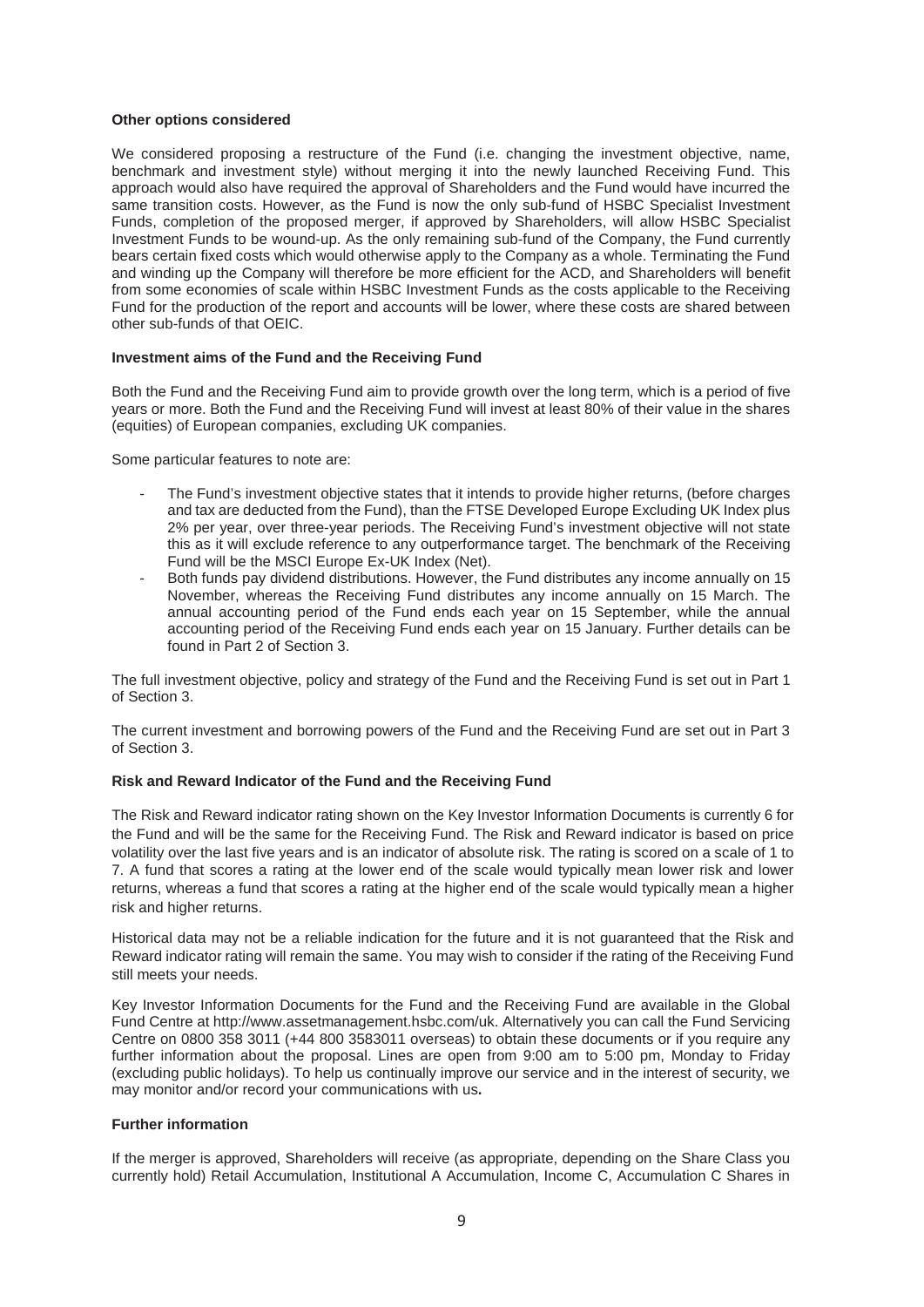**Other options considered**

We considered proposing a restructure of the Fund (i.e. changing the investment objective, name, benchmark and investment style) without merging it into the newly launched Receiving Fund. This approach would also have required the approval of Shareholders and the Fund would have incurred the same transition costs. However, as the Fund is now the only sub-fund of HSBC Specialist Investment Funds, completion of the proposed merger, if approved by Shareholders, will allow HSBC Specialist Investment Funds to be wound-up. As the only remaining sub-fund of the Company, the Fund currently bears certain fixed costs which would otherwise apply to the Company as a whole. Terminating the Fund and winding up the Company will therefore be more efficient for the ACD, and Shareholders will benefit from some economies of scale within HSBC Investment Funds as the costs applicable to the Receiving Fund for the production of the report and accounts will be lower, where these costs are shared between other sub-funds of that OEIC.

**Investment aims of the Fund and the Receiving Fund**

Both the Fund and the Receiving Fund aim to provide growth over the long term, which is a period of five years or more. Both the Fund and the Receiving Fund will invest at least 80% of their value in the shares (equities) of European companies, excluding UK companies.

Some particular features to note are:

- The Fund's investment objective states that it intends to provide higher returns, (before charges and tax are deducted from the Fund), than the FTSE Developed Europe Excluding UK Index plus 2% per year, over three-year periods. The Receiving Fund's investment objective will not state this as it will exclude reference to any outperformance target. The benchmark of the Receiving Fund will be the MSCI Europe Ex-UK Index (Net).
- Both funds pay dividend distributions. However, the Fund distributes any income annually on 15 November, whereas the Receiving Fund distributes any income annually on 15 March. The annual accounting period of the Fund ends each year on 15 September, while the annual accounting period of the Receiving Fund ends each year on 15 January. Further details can be found in Part 2 of Section 3.

The full investment objective, policy and strategy of the Fund and the Receiving Fund is set out in Part 1 of Section 3.

The current investment and borrowing powers of the Fund and the Receiving Fund are set out in Part 3 of Section 3.

**Risk and Reward Indicator of the Fund and the Receiving Fund**

The Risk and Reward indicator rating shown on the Key Investor Information Documents is currently 6 for the Fund and will be the same for the Receiving Fund. The Risk and Reward indicator is based on price volatility over the last five years and is an indicator of absolute risk. The rating is scored on a scale of 1 to 7. A fund that scores a rating at the lower end of the scale would typically mean lower risk and lower returns, whereas a fund that scores a rating at the higher end of the scale would typically mean a higher risk and higher returns.

Historical data may not be a reliable indication for the future and it is not guaranteed that the Risk and Reward indicator rating will remain the same. You may wish to consider if the rating of the Receiving Fund still meets your needs.

Key Investor Information Documents for the Fund and the Receiving Fund are available in the Global Fund Centre at http://www.assetmanagement.hsbc.com/uk. Alternatively you can call the Fund Servicing Centre on 0800 358 3011 (+44 800 3583011 overseas) to obtain these documents or if you require any further information about the proposal. Lines are open from 9:00 am to 5:00 pm, Monday to Friday (excluding public holidays). To help us continually improve our service and in the interest of security, we may monitor and/or record your communications with us**.**

**Further information**

If the merger is approved, Shareholders will receive (as appropriate, depending on the Share Class you currently hold) Retail Accumulation, Institutional A Accumulation, Income C, Accumulation C Shares in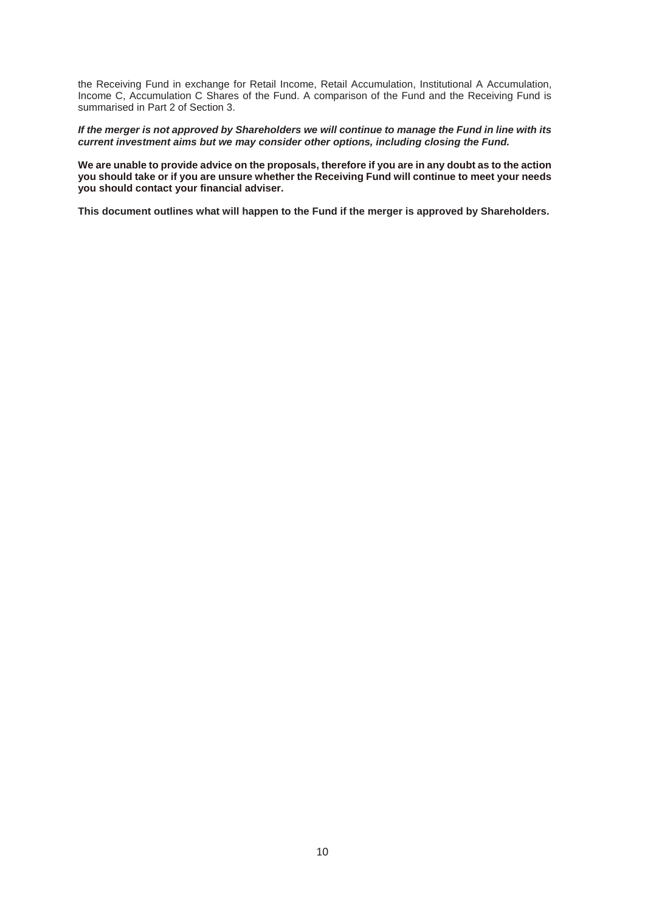the Receiving Fund in exchange for Retail Income, Retail Accumulation, Institutional A Accumulation, Income C, Accumulation C Shares of the Fund. A comparison of the Fund and the Receiving Fund is summarised in Part 2 of Section 3.

***If the merger is not approved by Shareholders we will continue to manage the Fund in line with its current investment aims but we may consider other options, including closing the Fund.***

**We are unable to provide advice on the proposals, therefore if you are in any doubt as to the action you should take or if you are unsure whether the Receiving Fund will continue to meet your needs you should contact your financial adviser.**

**This document outlines what will happen to the Fund if the merger is approved by Shareholders.**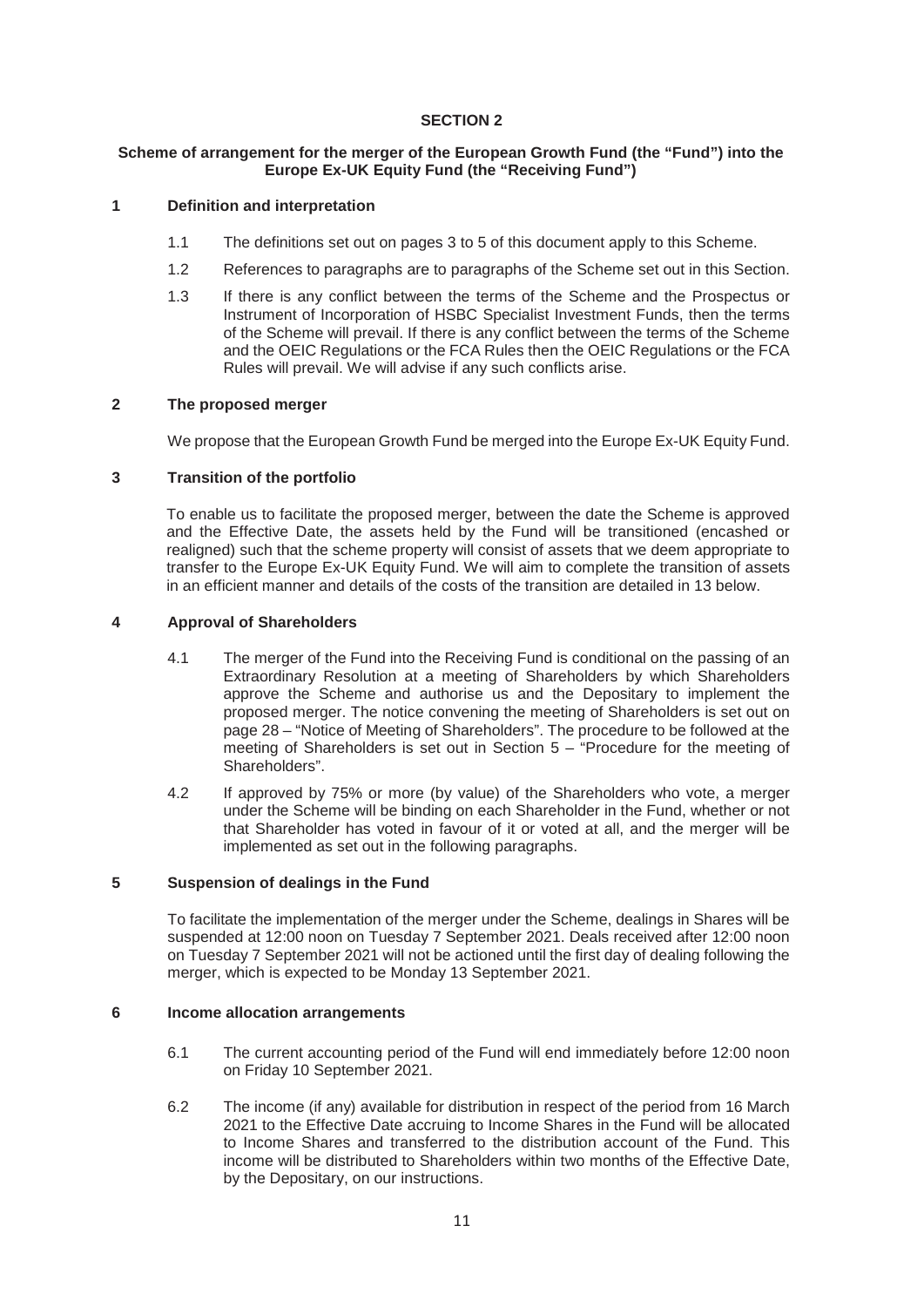# SECTION 2

## Scheme of arrangement for the merger of the European Growth Fund (the "Fund") into the Europe Ex-UK Equity Fund (the "Receiving Fund")

### 1 Definition and interpretation

1.1 The definitions set out on pages 3 to 5 of this document apply to this Scheme.

1.2 References to paragraphs are to paragraphs of the Scheme set out in this Section.

1.3 If there is any conflict between the terms of the Scheme and the Prospectus or Instrument of Incorporation of HSBC Specialist Investment Funds, then the terms of the Scheme will prevail. If there is any conflict between the terms of the Scheme and the OEIC Regulations or the FCA Rules then the OEIC Regulations or the FCA Rules will prevail. We will advise if any such conflicts arise.

### 2 The proposed merger

We propose that the European Growth Fund be merged into the Europe Ex-UK Equity Fund.

### 3 Transition of the portfolio

To enable us to facilitate the proposed merger, between the date the Scheme is approved and the Effective Date, the assets held by the Fund will be transitioned (encashed or realigned) such that the scheme property will consist of assets that we deem appropriate to transfer to the Europe Ex-UK Equity Fund. We will aim to complete the transition of assets in an efficient manner and details of the costs of the transition are detailed in 13 below.

### 4 Approval of Shareholders

4.1 The merger of the Fund into the Receiving Fund is conditional on the passing of an Extraordinary Resolution at a meeting of Shareholders by which Shareholders approve the Scheme and authorise us and the Depositary to implement the proposed merger. The notice convening the meeting of Shareholders is set out on page 28 – "Notice of Meeting of Shareholders". The procedure to be followed at the meeting of Shareholders is set out in Section 5 – "Procedure for the meeting of Shareholders".

4.2 If approved by 75% or more (by value) of the Shareholders who vote, a merger under the Scheme will be binding on each Shareholder in the Fund, whether or not that Shareholder has voted in favour of it or voted at all, and the merger will be implemented as set out in the following paragraphs.

### 5 Suspension of dealings in the Fund

To facilitate the implementation of the merger under the Scheme, dealings in Shares will be suspended at 12:00 noon on Tuesday 7 September 2021. Deals received after 12:00 noon on Tuesday 7 September 2021 will not be actioned until the first day of dealing following the merger, which is expected to be Monday 13 September 2021.

### 6 Income allocation arrangements

6.1 The current accounting period of the Fund will end immediately before 12:00 noon on Friday 10 September 2021.

6.2 The income (if any) available for distribution in respect of the period from 16 March 2021 to the Effective Date accruing to Income Shares in the Fund will be allocated to Income Shares and transferred to the distribution account of the Fund. This income will be distributed to Shareholders within two months of the Effective Date, by the Depositary, on our instructions.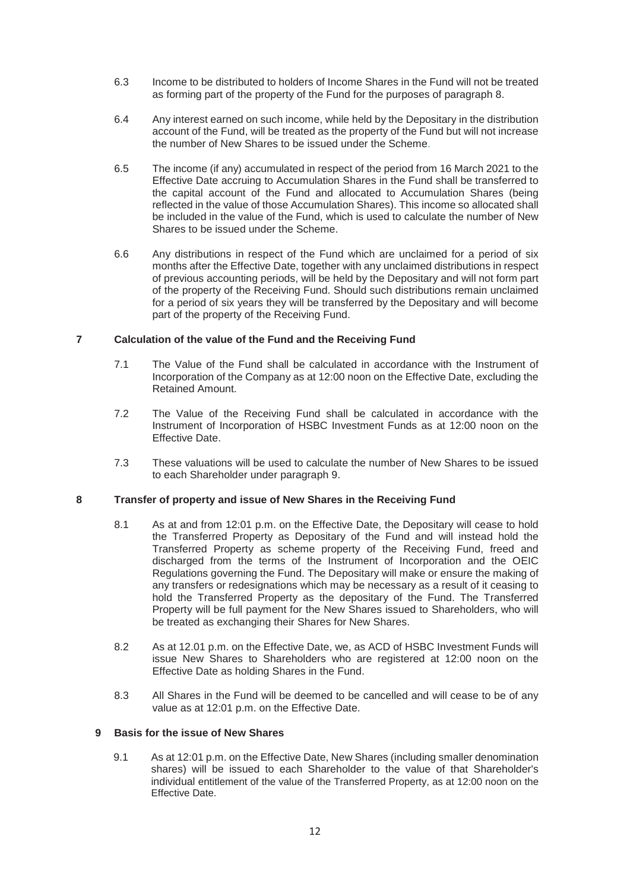6.3 Income to be distributed to holders of Income Shares in the Fund will not be treated as forming part of the property of the Fund for the purposes of paragraph 8.

6.4 Any interest earned on such income, while held by the Depositary in the distribution account of the Fund, will be treated as the property of the Fund but will not increase the number of New Shares to be issued under the Scheme.

6.5 The income (if any) accumulated in respect of the period from 16 March 2021 to the Effective Date accruing to Accumulation Shares in the Fund shall be transferred to the capital account of the Fund and allocated to Accumulation Shares (being reflected in the value of those Accumulation Shares). This income so allocated shall be included in the value of the Fund, which is used to calculate the number of New Shares to be issued under the Scheme.

6.6 Any distributions in respect of the Fund which are unclaimed for a period of six months after the Effective Date, together with any unclaimed distributions in respect of previous accounting periods, will be held by the Depositary and will not form part of the property of the Receiving Fund. Should such distributions remain unclaimed for a period of six years they will be transferred by the Depositary and will become part of the property of the Receiving Fund.

## 7 Calculation of the value of the Fund and the Receiving Fund

7.1 The Value of the Fund shall be calculated in accordance with the Instrument of Incorporation of the Company as at 12:00 noon on the Effective Date, excluding the Retained Amount.

7.2 The Value of the Receiving Fund shall be calculated in accordance with the Instrument of Incorporation of HSBC Investment Funds as at 12:00 noon on the Effective Date.

7.3 These valuations will be used to calculate the number of New Shares to be issued to each Shareholder under paragraph 9.

## 8 Transfer of property and issue of New Shares in the Receiving Fund

8.1 As at and from 12:01 p.m. on the Effective Date, the Depositary will cease to hold the Transferred Property as Depositary of the Fund and will instead hold the Transferred Property as scheme property of the Receiving Fund, freed and discharged from the terms of the Instrument of Incorporation and the OEIC Regulations governing the Fund. The Depositary will make or ensure the making of any transfers or redesignations which may be necessary as a result of it ceasing to hold the Transferred Property as the depositary of the Fund. The Transferred Property will be full payment for the New Shares issued to Shareholders, who will be treated as exchanging their Shares for New Shares.

8.2 As at 12.01 p.m. on the Effective Date, we, as ACD of HSBC Investment Funds will issue New Shares to Shareholders who are registered at 12:00 noon on the Effective Date as holding Shares in the Fund.

8.3 All Shares in the Fund will be deemed to be cancelled and will cease to be of any value as at 12:01 p.m. on the Effective Date.

## 9 Basis for the issue of New Shares

9.1 As at 12:01 p.m. on the Effective Date, New Shares (including smaller denomination shares) will be issued to each Shareholder to the value of that Shareholder's individual entitlement of the value of the Transferred Property, as at 12:00 noon on the Effective Date.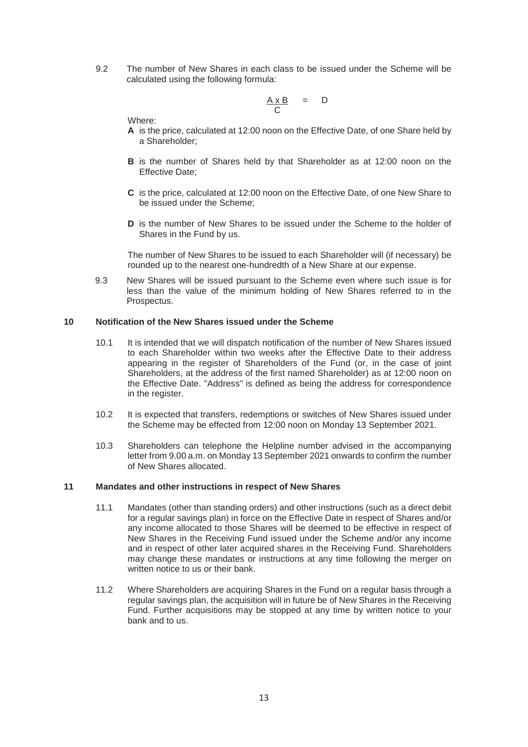9.2 The number of New Shares in each class to be issued under the Scheme will be calculated using the following formula:

$$\frac{A \times B}{C} = D$$

Where:

**A** is the price, calculated at 12:00 noon on the Effective Date, of one Share held by a Shareholder;

**B** is the number of Shares held by that Shareholder as at 12:00 noon on the Effective Date;

**C** is the price, calculated at 12:00 noon on the Effective Date, of one New Share to be issued under the Scheme;

**D** is the number of New Shares to be issued under the Scheme to the holder of Shares in the Fund by us.

The number of New Shares to be issued to each Shareholder will (if necessary) be rounded up to the nearest one-hundredth of a New Share at our expense.

9.3 New Shares will be issued pursuant to the Scheme even where such issue is for less than the value of the minimum holding of New Shares referred to in the Prospectus.

## 10 Notification of the New Shares issued under the Scheme

10.1 It is intended that we will dispatch notification of the number of New Shares issued to each Shareholder within two weeks after the Effective Date to their address appearing in the register of Shareholders of the Fund (or, in the case of joint Shareholders, at the address of the first named Shareholder) as at 12:00 noon on the Effective Date. "Address" is defined as being the address for correspondence in the register.

10.2 It is expected that transfers, redemptions or switches of New Shares issued under the Scheme may be effected from 12:00 noon on Monday 13 September 2021.

10.3 Shareholders can telephone the Helpline number advised in the accompanying letter from 9.00 a.m. on Monday 13 September 2021 onwards to confirm the number of New Shares allocated.

## 11 Mandates and other instructions in respect of New Shares

11.1 Mandates (other than standing orders) and other instructions (such as a direct debit for a regular savings plan) in force on the Effective Date in respect of Shares and/or any income allocated to those Shares will be deemed to be effective in respect of New Shares in the Receiving Fund issued under the Scheme and/or any income and in respect of other later acquired shares in the Receiving Fund. Shareholders may change these mandates or instructions at any time following the merger on written notice to us or their bank.

11.2 Where Shareholders are acquiring Shares in the Fund on a regular basis through a regular savings plan, the acquisition will in future be of New Shares in the Receiving Fund. Further acquisitions may be stopped at any time by written notice to your bank and to us.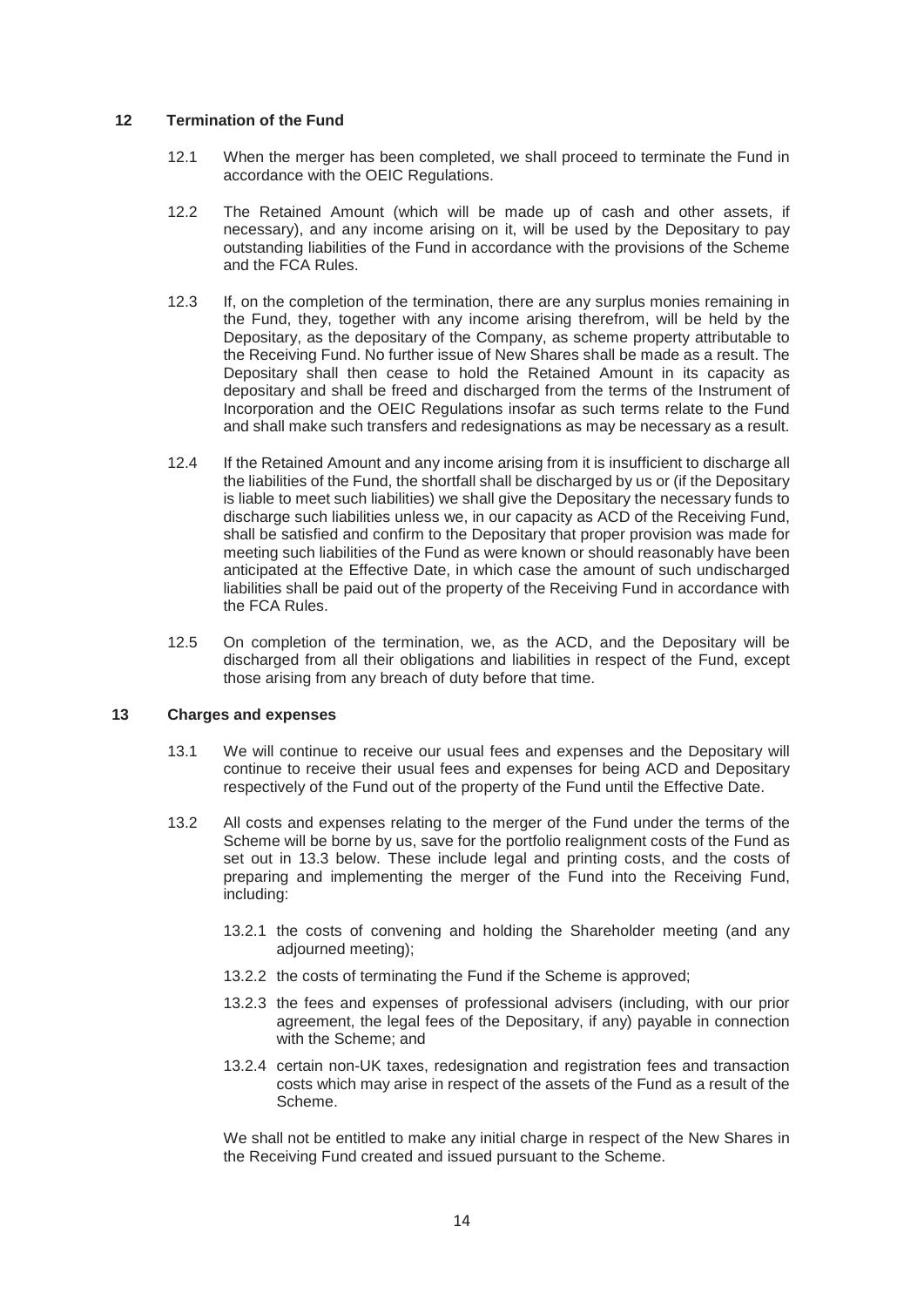## 12 Termination of the Fund

12.1 When the merger has been completed, we shall proceed to terminate the Fund in accordance with the OEIC Regulations.

12.2 The Retained Amount (which will be made up of cash and other assets, if necessary), and any income arising on it, will be used by the Depositary to pay outstanding liabilities of the Fund in accordance with the provisions of the Scheme and the FCA Rules.

12.3 If, on the completion of the termination, there are any surplus monies remaining in the Fund, they, together with any income arising therefrom, will be held by the Depositary, as the depositary of the Company, as scheme property attributable to the Receiving Fund. No further issue of New Shares shall be made as a result. The Depositary shall then cease to hold the Retained Amount in its capacity as depositary and shall be freed and discharged from the terms of the Instrument of Incorporation and the OEIC Regulations insofar as such terms relate to the Fund and shall make such transfers and redesignations as may be necessary as a result.

12.4 If the Retained Amount and any income arising from it is insufficient to discharge all the liabilities of the Fund, the shortfall shall be discharged by us or (if the Depositary is liable to meet such liabilities) we shall give the Depositary the necessary funds to discharge such liabilities unless we, in our capacity as ACD of the Receiving Fund, shall be satisfied and confirm to the Depositary that proper provision was made for meeting such liabilities of the Fund as were known or should reasonably have been anticipated at the Effective Date, in which case the amount of such undischarged liabilities shall be paid out of the property of the Receiving Fund in accordance with the FCA Rules.

12.5 On completion of the termination, we, as the ACD, and the Depositary will be discharged from all their obligations and liabilities in respect of the Fund, except those arising from any breach of duty before that time.

## 13 Charges and expenses

13.1 We will continue to receive our usual fees and expenses and the Depositary will continue to receive their usual fees and expenses for being ACD and Depositary respectively of the Fund out of the property of the Fund until the Effective Date.

13.2 All costs and expenses relating to the merger of the Fund under the terms of the Scheme will be borne by us, save for the portfolio realignment costs of the Fund as set out in 13.3 below. These include legal and printing costs, and the costs of preparing and implementing the merger of the Fund into the Receiving Fund, including:

13.2.1 the costs of convening and holding the Shareholder meeting (and any adjourned meeting);

13.2.2 the costs of terminating the Fund if the Scheme is approved;

13.2.3 the fees and expenses of professional advisers (including, with our prior agreement, the legal fees of the Depositary, if any) payable in connection with the Scheme; and

13.2.4 certain non-UK taxes, redesignation and registration fees and transaction costs which may arise in respect of the assets of the Fund as a result of the Scheme.

We shall not be entitled to make any initial charge in respect of the New Shares in the Receiving Fund created and issued pursuant to the Scheme.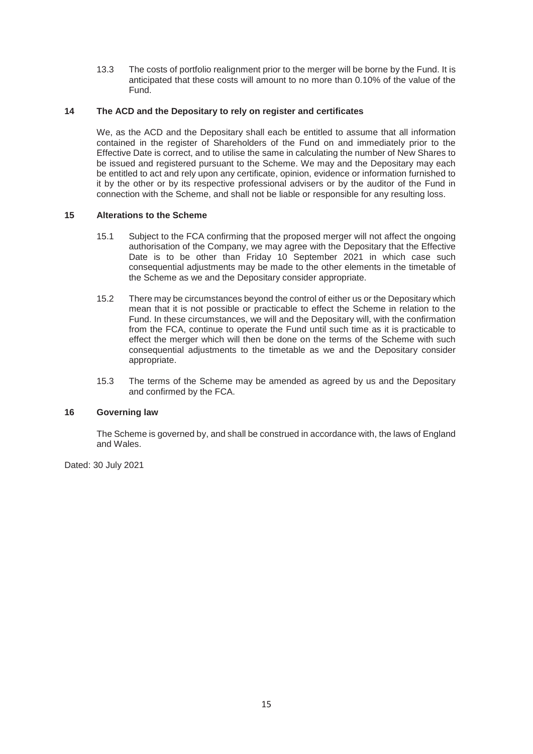13.3 The costs of portfolio realignment prior to the merger will be borne by the Fund. It is anticipated that these costs will amount to no more than 0.10% of the value of the Fund.

## 14 The ACD and the Depositary to rely on register and certificates

We, as the ACD and the Depositary shall each be entitled to assume that all information contained in the register of Shareholders of the Fund on and immediately prior to the Effective Date is correct, and to utilise the same in calculating the number of New Shares to be issued and registered pursuant to the Scheme. We may and the Depositary may each be entitled to act and rely upon any certificate, opinion, evidence or information furnished to it by the other or by its respective professional advisers or by the auditor of the Fund in connection with the Scheme, and shall not be liable or responsible for any resulting loss.

## 15 Alterations to the Scheme

15.1 Subject to the FCA confirming that the proposed merger will not affect the ongoing authorisation of the Company, we may agree with the Depositary that the Effective Date is to be other than Friday 10 September 2021 in which case such consequential adjustments may be made to the other elements in the timetable of the Scheme as we and the Depositary consider appropriate.

15.2 There may be circumstances beyond the control of either us or the Depositary which mean that it is not possible or practicable to effect the Scheme in relation to the Fund. In these circumstances, we will and the Depositary will, with the confirmation from the FCA, continue to operate the Fund until such time as it is practicable to effect the merger which will then be done on the terms of the Scheme with such consequential adjustments to the timetable as we and the Depositary consider appropriate.

15.3 The terms of the Scheme may be amended as agreed by us and the Depositary and confirmed by the FCA.

## 16 Governing law

The Scheme is governed by, and shall be construed in accordance with, the laws of England and Wales.

Dated: 30 July 2021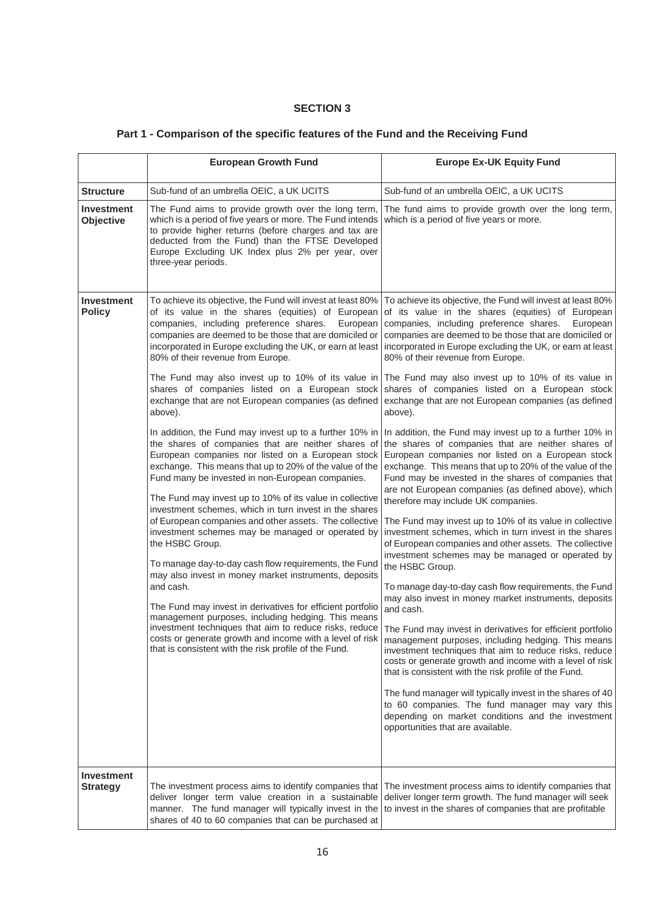## SECTION 3

### Part 1 - Comparison of the specific features of the Fund and the Receiving Fund

| | European Growth Fund | Europe Ex-UK Equity Fund |
|---|---|---|
| **Structure** | Sub-fund of an umbrella OEIC, a UK UCITS | Sub-fund of an umbrella OEIC, a UK UCITS |
| **Investment Objective** | The Fund aims to provide growth over the long term, which is a period of five years or more. The Fund intends to provide higher returns (before charges and tax are deducted from the Fund) than the FTSE Developed Europe Excluding UK Index plus 2% per year, over three-year periods. | The fund aims to provide growth over the long term, which is a period of five years or more. |
| **Investment Policy** | To achieve its objective, the Fund will invest at least 80% of its value in the shares (equities) of European companies, including preference shares. European companies are deemed to be those that are domiciled or incorporated in Europe excluding the UK, or earn at least 80% of their revenue from Europe.<br><br>The Fund may also invest up to 10% of its value in shares of companies listed on a European stock exchange that are not European companies (as defined above).<br><br>In addition, the Fund may invest up to a further 10% in the shares of companies that are neither shares of European companies nor listed on a European stock exchange. This means that up to 20% of the value of the Fund many be invested in non-European companies.<br><br>The Fund may invest up to 10% of its value in collective investment schemes, which in turn invest in the shares of European companies and other assets. The collective investment schemes may be managed or operated by the HSBC Group.<br><br>To manage day-to-day cash flow requirements, the Fund may also invest in money market instruments, deposits and cash.<br><br>The Fund may invest in derivatives for efficient portfolio management purposes, including hedging. This means investment techniques that aim to reduce risks, reduce costs or generate growth and income with a level of risk that is consistent with the risk profile of the Fund. | To achieve its objective, the Fund will invest at least 80% of its value in the shares (equities) of European companies, including preference shares. European companies are deemed to be those that are domiciled or incorporated in Europe excluding the UK, or earn at least 80% of their revenue from Europe.<br><br>The Fund may also invest up to 10% of its value in shares of companies listed on a European stock exchange that are not European companies (as defined above).<br><br>In addition, the Fund may invest up to a further 10% in the shares of companies that are neither shares of European companies nor listed on a European stock exchange. This means that up to 20% of the value of the Fund may be invested in the shares of companies that are not European companies (as defined above), which therefore may include UK companies.<br><br>The Fund may invest up to 10% of its value in collective investment schemes, which in turn invest in the shares of European companies and other assets. The collective investment schemes may be managed or operated by the HSBC Group.<br><br>To manage day-to-day cash flow requirements, the Fund may also invest in money market instruments, deposits and cash.<br><br>The Fund may invest in derivatives for efficient portfolio management purposes, including hedging. This means investment techniques that aim to reduce risks, reduce costs or generate growth and income with a level of risk that is consistent with the risk profile of the Fund.<br><br>The fund manager will typically invest in the shares of 40 to 60 companies. The fund manager may vary this depending on market conditions and the investment opportunities that are available. |
| **Investment Strategy** | The investment process aims to identify companies that deliver longer term value creation in a sustainable manner. The fund manager will typically invest in the shares of 40 to 60 companies that can be purchased at | The investment process aims to identify companies that deliver longer term growth. The fund manager will seek to invest in the shares of companies that are profitable |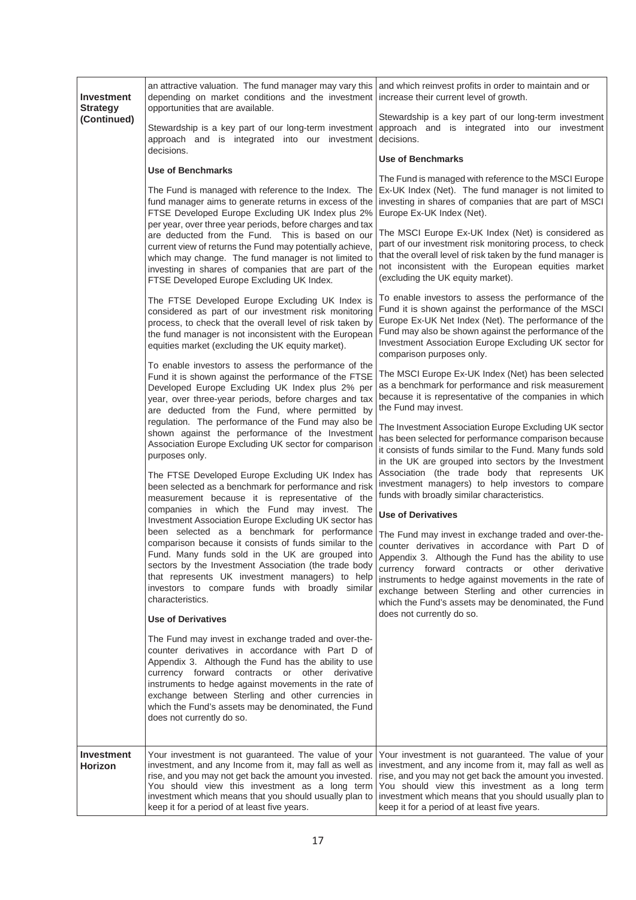| | | |
|---|---|---|
| **Investment Strategy (Continued)** | an attractive valuation. The fund manager may vary this depending on market conditions and the investment opportunities that are available.<br><br>Stewardship is a key part of our long-term investment approach and is integrated into our investment decisions.<br><br>**Use of Benchmarks**<br><br>The Fund is managed with reference to the Index. The fund manager aims to generate returns in excess of the FTSE Developed Europe Excluding UK Index plus 2% per year, over three year periods, before charges and tax are deducted from the Fund. This is based on our current view of returns the Fund may potentially achieve, which may change. The fund manager is not limited to investing in shares of companies that are part of the FTSE Developed Europe Excluding UK Index.<br><br>The FTSE Developed Europe Excluding UK Index is considered as part of our investment risk monitoring process, to check that the overall level of risk taken by the fund manager is not inconsistent with the European equities market (excluding the UK equity market).<br><br>To enable investors to assess the performance of the Fund it is shown against the performance of the FTSE Developed Europe Excluding UK Index plus 2% per year, over three-year periods, before charges and tax are deducted from the Fund, where permitted by regulation. The performance of the Fund may also be shown against the performance of the Investment Association Europe Excluding UK sector for comparison purposes only.<br><br>The FTSE Developed Europe Excluding UK Index has been selected as a benchmark for performance and risk measurement because it is representative of the companies in which the Fund may invest. The Investment Association Europe Excluding UK sector has been selected as a benchmark for performance comparison because it consists of funds similar to the Fund. Many funds sold in the UK are grouped into sectors by the Investment Association (the trade body that represents UK investment managers) to help investors to compare funds with broadly similar characteristics.<br><br>**Use of Derivatives**<br><br>The Fund may invest in exchange traded and over-the-counter derivatives in accordance with Part D of Appendix 3. Although the Fund has the ability to use currency forward contracts or other derivative instruments to hedge against movements in the rate of exchange between Sterling and other currencies in which the Fund's assets may be denominated, the Fund does not currently do so. | and which reinvest profits in order to maintain and or increase their current level of growth.<br><br>Stewardship is a key part of our long-term investment approach and is integrated into our investment decisions.<br><br>**Use of Benchmarks**<br><br>The Fund is managed with reference to the MSCI Europe Ex-UK Index (Net). The fund manager is not limited to investing in shares of companies that are part of MSCI Europe Ex-UK Index (Net).<br><br>The MSCI Europe Ex-UK Index (Net) is considered as part of our investment risk monitoring process, to check that the overall level of risk taken by the fund manager is not inconsistent with the European equities market (excluding the UK equity market).<br><br>To enable investors to assess the performance of the Fund it is shown against the performance of the MSCI Europe Ex-UK Net Index (Net). The performance of the Fund may also be shown against the performance of the Investment Association Europe Excluding UK sector for comparison purposes only.<br><br>The MSCI Europe Ex-UK Index (Net) has been selected as a benchmark for performance and risk measurement because it is representative of the companies in which the Fund may invest.<br><br>The Investment Association Europe Excluding UK sector has been selected for performance comparison because it consists of funds similar to the Fund. Many funds sold in the UK are grouped into sectors by the Investment Association (the trade body that represents UK investment managers) to help investors to compare funds with broadly similar characteristics.<br><br>**Use of Derivatives**<br><br>The Fund may invest in exchange traded and over-the-counter derivatives in accordance with Part D of Appendix 3. Although the Fund has the ability to use currency forward contracts or other derivative instruments to hedge against movements in the rate of exchange between Sterling and other currencies in which the Fund's assets may be denominated, the Fund does not currently do so. |
| **Investment Horizon** | Your investment is not guaranteed. The value of your investment, and any Income from it, may fall as well as rise, and you may not get back the amount you invested. You should view this investment as a long term investment which means that you should usually plan to keep it for a period of at least five years. | Your investment is not guaranteed. The value of your investment, and any income from it, may fall as well as rise, and you may not get back the amount you invested. You should view this investment as a long term investment which means that you should usually plan to keep it for a period of at least five years. |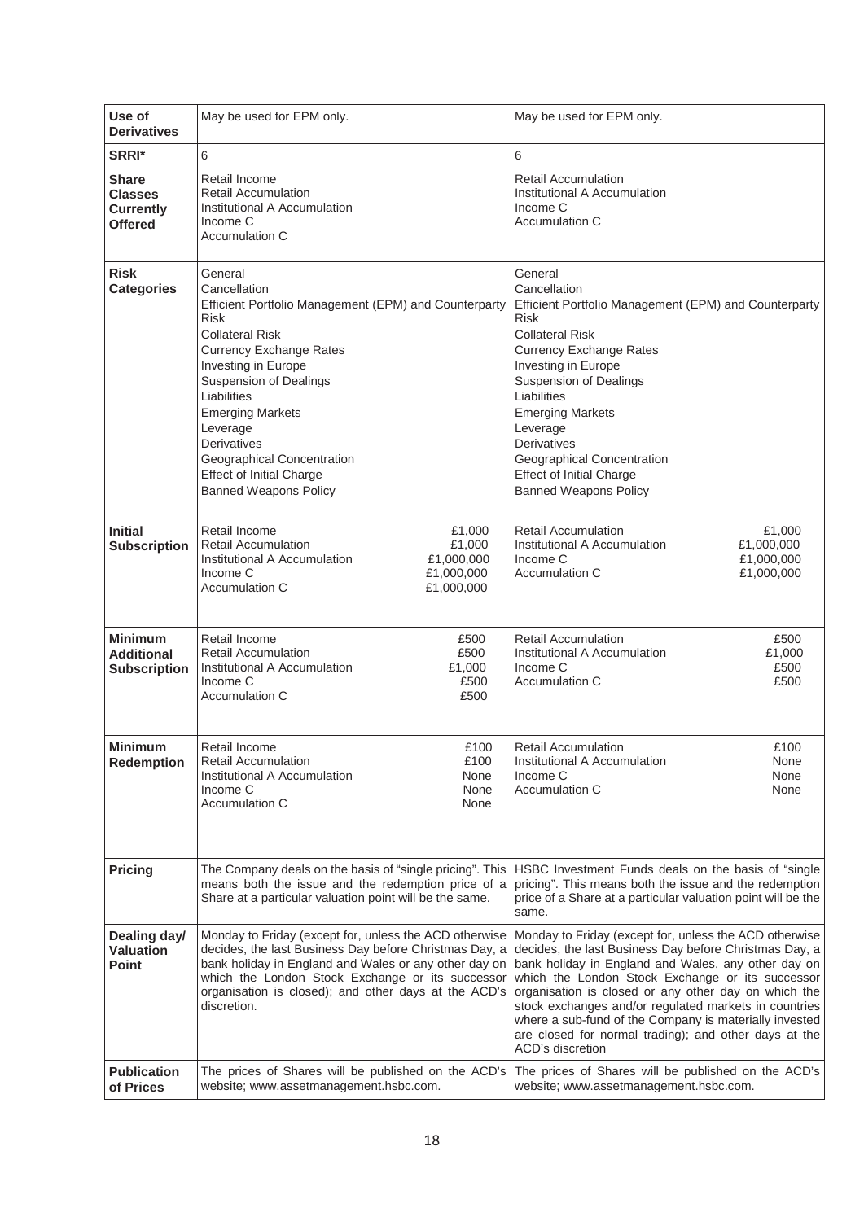| | | |
|---|---|---|
| **Use of Derivatives** | May be used for EPM only. | May be used for EPM only. |
| **SRRI*** | 6 | 6 |
| **Share Classes Currently Offered** | Retail Income<br>Retail Accumulation<br>Institutional A Accumulation<br>Income C<br>Accumulation C | Retail Accumulation<br>Institutional A Accumulation<br>Income C<br>Accumulation C |
| **Risk Categories** | General<br>Cancellation<br>Efficient Portfolio Management (EPM) and Counterparty Risk<br>Collateral Risk<br>Currency Exchange Rates<br>Investing in Europe<br>Suspension of Dealings<br>Liabilities<br>Emerging Markets<br>Leverage<br>Derivatives<br>Geographical Concentration<br>Effect of Initial Charge<br>Banned Weapons Policy | General<br>Cancellation<br>Efficient Portfolio Management (EPM) and Counterparty Risk<br>Collateral Risk<br>Currency Exchange Rates<br>Investing in Europe<br>Suspension of Dealings<br>Liabilities<br>Emerging Markets<br>Leverage<br>Derivatives<br>Geographical Concentration<br>Effect of Initial Charge<br>Banned Weapons Policy |
| **Initial Subscription** | Retail Income £1,000<br>Retail Accumulation £1,000<br>Institutional A Accumulation £1,000,000<br>Income C £1,000,000<br>Accumulation C £1,000,000 | Retail Accumulation £1,000<br>Institutional A Accumulation £1,000,000<br>Income C £1,000,000<br>Accumulation C £1,000,000 |
| **Minimum Additional Subscription** | Retail Income £500<br>Retail Accumulation £500<br>Institutional A Accumulation £1,000<br>Income C £500<br>Accumulation C £500 | Retail Accumulation £500<br>Institutional A Accumulation £1,000<br>Income C £500<br>Accumulation C £500 |
| **Minimum Redemption** | Retail Income £100<br>Retail Accumulation £100<br>Institutional A Accumulation None<br>Income C None<br>Accumulation C None | Retail Accumulation £100<br>Institutional A Accumulation None<br>Income C None<br>Accumulation C None |
| **Pricing** | The Company deals on the basis of "single pricing". This means both the issue and the redemption price of a Share at a particular valuation point will be the same. | HSBC Investment Funds deals on the basis of "single pricing". This means both the issue and the redemption price of a Share at a particular valuation point will be the same. |
| **Dealing day/ Valuation Point** | Monday to Friday (except for, unless the ACD otherwise decides, the last Business Day before Christmas Day, a bank holiday in England and Wales or any other day on which the London Stock Exchange or its successor organisation is closed); and other days at the ACD's discretion. | Monday to Friday (except for, unless the ACD otherwise decides, the last Business Day before Christmas Day, a bank holiday in England and Wales, any other day on which the London Stock Exchange or its successor organisation is closed or any other day on which the stock exchanges and/or regulated markets in countries where a sub-fund of the Company is materially invested are closed for normal trading); and other days at the ACD's discretion |
| **Publication of Prices** | The prices of Shares will be published on the ACD's website; www.assetmanagement.hsbc.com. | The prices of Shares will be published on the ACD's website; www.assetmanagement.hsbc.com. |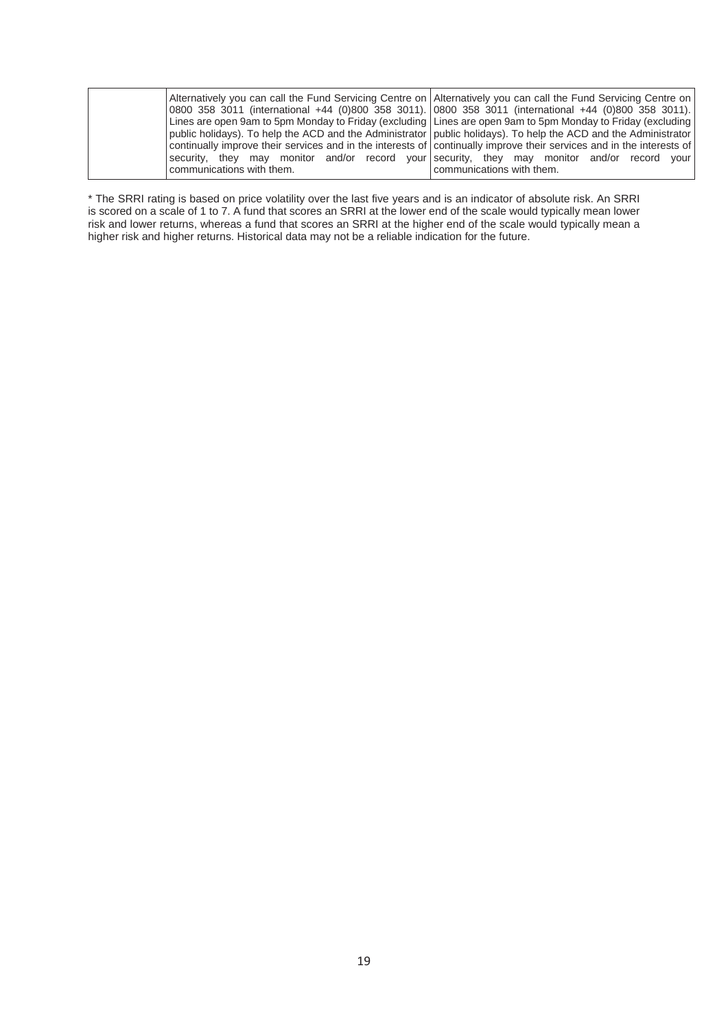| | | |
|---|---|---|
| | Alternatively you can call the Fund Servicing Centre on 0800 358 3011 (international +44 (0)800 358 3011). Lines are open 9am to 5pm Monday to Friday (excluding public holidays). To help the ACD and the Administrator continually improve their services and in the interests of security, they may monitor and/or record your communications with them. | Alternatively you can call the Fund Servicing Centre on 0800 358 3011 (international +44 (0)800 358 3011). Lines are open 9am to 5pm Monday to Friday (excluding public holidays). To help the ACD and the Administrator continually improve their services and in the interests of security, they may monitor and/or record your communications with them. |

* The SRRI rating is based on price volatility over the last five years and is an indicator of absolute risk. An SRRI is scored on a scale of 1 to 7. A fund that scores an SRRI at the lower end of the scale would typically mean lower risk and lower returns, whereas a fund that scores an SRRI at the higher end of the scale would typically mean a higher risk and higher returns. Historical data may not be a reliable indication for the future.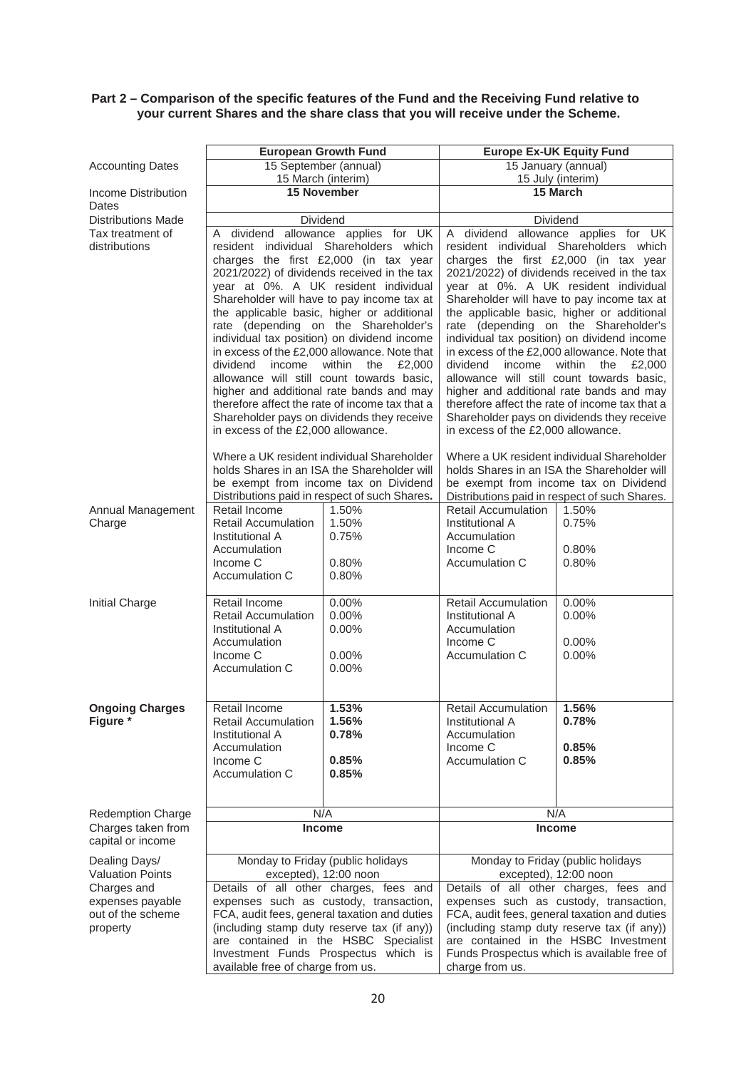**Part 2 – Comparison of the specific features of the Fund and the Receiving Fund relative to your current Shares and the share class that you will receive under the Scheme.**

| | European Growth Fund | Europe Ex-UK Equity Fund |
|---|---|---|
| Accounting Dates | 15 September (annual)<br>15 March (interim) | 15 January (annual)<br>15 July (interim) |
| Income Distribution Dates | **15 November** | **15 March** |
| Distributions Made | Dividend | Dividend |
| Tax treatment of distributions | A dividend allowance applies for UK resident individual Shareholders which charges the first £2,000 (in tax year 2021/2022) of dividends received in the tax year at 0%. A UK resident individual Shareholder will have to pay income tax at the applicable basic, higher or additional rate (depending on the Shareholder's individual tax position) on dividend income in excess of the £2,000 allowance. Note that dividend income within the £2,000 allowance will still count towards basic, higher and additional rate bands and may therefore affect the rate of income tax that a Shareholder pays on dividends they receive in excess of the £2,000 allowance.<br><br>Where a UK resident individual Shareholder holds Shares in an ISA the Shareholder will be exempt from income tax on Dividend Distributions paid in respect of such Shares. | A dividend allowance applies for UK resident individual Shareholders which charges the first £2,000 (in tax year 2021/2022) of dividends received in the tax year at 0%. A UK resident individual Shareholder will have to pay income tax at the applicable basic, higher or additional rate (depending on the Shareholder's individual tax position) on dividend income in excess of the £2,000 allowance. Note that dividend income within the £2,000 allowance will still count towards basic, higher and additional rate bands and may therefore affect the rate of income tax that a Shareholder pays on dividends they receive in excess of the £2,000 allowance.<br><br>Where a UK resident individual Shareholder holds Shares in an ISA the Shareholder will be exempt from income tax on Dividend Distributions paid in respect of such Shares. |
| Annual Management Charge | Retail Income 1.50%<br>Retail Accumulation 1.50%<br>Institutional A Accumulation 0.75%<br>Income C 0.80%<br>Accumulation C 0.80% | Retail Accumulation 1.50%<br>Institutional A Accumulation 0.75%<br>Income C 0.80%<br>Accumulation C 0.80% |
| Initial Charge | Retail Income 0.00%<br>Retail Accumulation 0.00%<br>Institutional A Accumulation 0.00%<br>Income C 0.00%<br>Accumulation C 0.00% | Retail Accumulation 0.00%<br>Institutional A Accumulation 0.00%<br>Income C 0.00%<br>Accumulation C 0.00% |
| **Ongoing Charges Figure \*** | Retail Income **1.53%**<br>Retail Accumulation **1.56%**<br>Institutional A Accumulation **0.78%**<br>Income C **0.85%**<br>Accumulation C **0.85%** | Retail Accumulation **1.56%**<br>Institutional A Accumulation **0.78%**<br>Income C **0.85%**<br>Accumulation C **0.85%** |
| Redemption Charge | N/A | N/A |
| Charges taken from capital or income | **Income** | **Income** |
| Dealing Days/ Valuation Points | Monday to Friday (public holidays excepted), 12:00 noon | Monday to Friday (public holidays excepted), 12:00 noon |
| Charges and expenses payable out of the scheme property | Details of all other charges, fees and expenses such as custody, transaction, FCA, audit fees, general taxation and duties (including stamp duty reserve tax (if any)) are contained in the HSBC Specialist Investment Funds Prospectus which is available free of charge from us. | Details of all other charges, fees and expenses such as custody, transaction, FCA, audit fees, general taxation and duties (including stamp duty reserve tax (if any)) are contained in the HSBC Investment Funds Prospectus which is available free of charge from us. |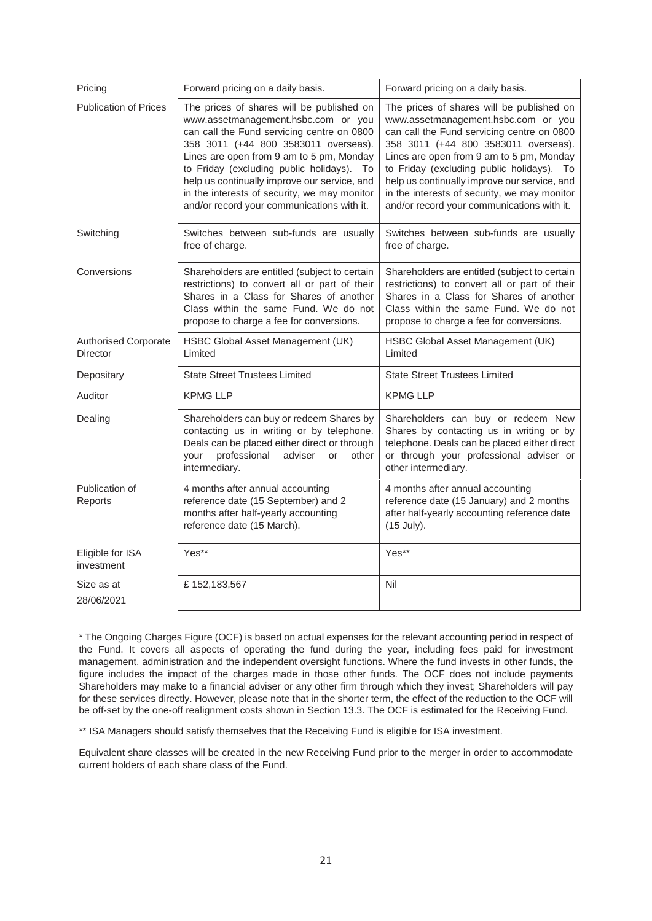| | | |
|---|---|---|
| Pricing | Forward pricing on a daily basis. | Forward pricing on a daily basis. |
| Publication of Prices | The prices of shares will be published on www.assetmanagement.hsbc.com or you can call the Fund servicing centre on 0800 358 3011 (+44 800 3583011 overseas). Lines are open from 9 am to 5 pm, Monday to Friday (excluding public holidays). To help us continually improve our service, and in the interests of security, we may monitor and/or record your communications with it. | The prices of shares will be published on www.assetmanagement.hsbc.com or you can call the Fund servicing centre on 0800 358 3011 (+44 800 3583011 overseas). Lines are open from 9 am to 5 pm, Monday to Friday (excluding public holidays). To help us continually improve our service, and in the interests of security, we may monitor and/or record your communications with it. |
| Switching | Switches between sub-funds are usually free of charge. | Switches between sub-funds are usually free of charge. |
| Conversions | Shareholders are entitled (subject to certain restrictions) to convert all or part of their Shares in a Class for Shares of another Class within the same Fund. We do not propose to charge a fee for conversions. | Shareholders are entitled (subject to certain restrictions) to convert all or part of their Shares in a Class for Shares of another Class within the same Fund. We do not propose to charge a fee for conversions. |
| Authorised Corporate Director | HSBC Global Asset Management (UK) Limited | HSBC Global Asset Management (UK) Limited |
| Depositary | State Street Trustees Limited | State Street Trustees Limited |
| Auditor | KPMG LLP | KPMG LLP |
| Dealing | Shareholders can buy or redeem Shares by contacting us in writing or by telephone. Deals can be placed either direct or through your professional adviser or other intermediary. | Shareholders can buy or redeem New Shares by contacting us in writing or by telephone. Deals can be placed either direct or through your professional adviser or other intermediary. |
| Publication of Reports | 4 months after annual accounting reference date (15 September) and 2 months after half-yearly accounting reference date (15 March). | 4 months after annual accounting reference date (15 January) and 2 months after half-yearly accounting reference date (15 July). |
| Eligible for ISA investment | Yes** | Yes** |
| Size as at 28/06/2021 | £ 152,183,567 | Nil |

* The Ongoing Charges Figure (OCF) is based on actual expenses for the relevant accounting period in respect of the Fund. It covers all aspects of operating the fund during the year, including fees paid for investment management, administration and the independent oversight functions. Where the fund invests in other funds, the figure includes the impact of the charges made in those other funds. The OCF does not include payments Shareholders may make to a financial adviser or any other firm through which they invest; Shareholders will pay for these services directly. However, please note that in the shorter term, the effect of the reduction to the OCF will be off-set by the one-off realignment costs shown in Section 13.3. The OCF is estimated for the Receiving Fund.

** ISA Managers should satisfy themselves that the Receiving Fund is eligible for ISA investment.

Equivalent share classes will be created in the new Receiving Fund prior to the merger in order to accommodate current holders of each share class of the Fund.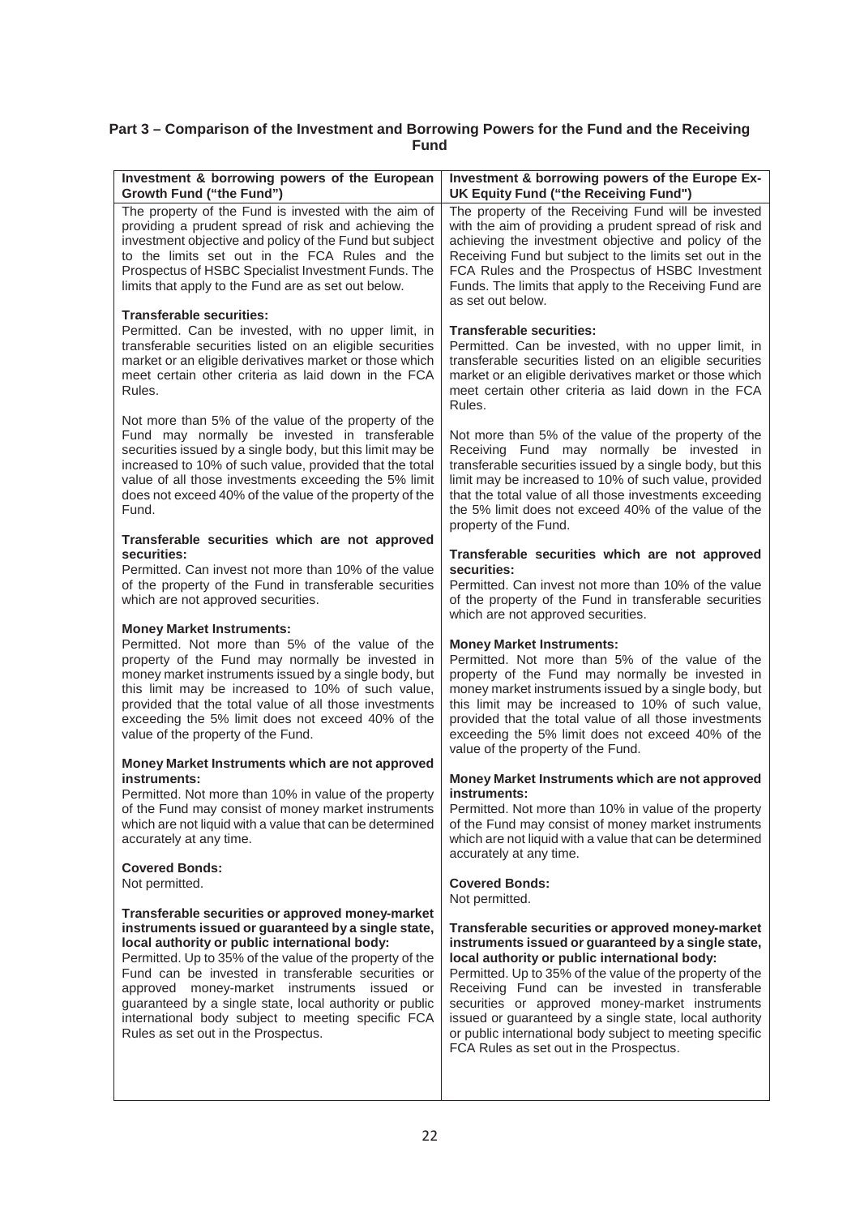## Part 3 – Comparison of the Investment and Borrowing Powers for the Fund and the Receiving Fund

| Investment & borrowing powers of the European Growth Fund ("the Fund") | Investment & borrowing powers of the Europe Ex-UK Equity Fund ("the Receiving Fund") |
|---|---|
| The property of the Fund is invested with the aim of providing a prudent spread of risk and achieving the investment objective and policy of the Fund but subject to the limits set out in the FCA Rules and the Prospectus of HSBC Specialist Investment Funds. The limits that apply to the Fund are as set out below. | The property of the Receiving Fund will be invested with the aim of providing a prudent spread of risk and achieving the investment objective and policy of the Receiving Fund but subject to the limits set out in the FCA Rules and the Prospectus of HSBC Investment Funds. The limits that apply to the Receiving Fund are as set out below. |
| **Transferable securities:** Permitted. Can be invested, with no upper limit, in transferable securities listed on an eligible securities market or an eligible derivatives market or those which meet certain other criteria as laid down in the FCA Rules. | **Transferable securities:** Permitted. Can be invested, with no upper limit, in transferable securities listed on an eligible securities market or an eligible derivatives market or those which meet certain other criteria as laid down in the FCA Rules. |
| Not more than 5% of the value of the property of the Fund may normally be invested in transferable securities issued by a single body, but this limit may be increased to 10% of such value, provided that the total value of all those investments exceeding the 5% limit does not exceed 40% of the value of the property of the Fund. | Not more than 5% of the value of the property of the Receiving Fund may normally be invested in transferable securities issued by a single body, but this limit may be increased to 10% of such value, provided that the total value of all those investments exceeding the 5% limit does not exceed 40% of the value of the property of the Fund. |
| **Transferable securities which are not approved securities:** Permitted. Can invest not more than 10% of the value of the property of the Fund in transferable securities which are not approved securities. | **Transferable securities which are not approved securities:** Permitted. Can invest not more than 10% of the value of the property of the Fund in transferable securities which are not approved securities. |
| **Money Market Instruments:** Permitted. Not more than 5% of the value of the property of the Fund may normally be invested in money market instruments issued by a single body, but this limit may be increased to 10% of such value, provided that the total value of all those investments exceeding the 5% limit does not exceed 40% of the value of the property of the Fund. | **Money Market Instruments:** Permitted. Not more than 5% of the value of the property of the Fund may normally be invested in money market instruments issued by a single body, but this limit may be increased to 10% of such value, provided that the total value of all those investments exceeding the 5% limit does not exceed 40% of the value of the property of the Fund. |
| **Money Market Instruments which are not approved instruments:** Permitted. Not more than 10% in value of the property of the Fund may consist of money market instruments which are not liquid with a value that can be determined accurately at any time. | **Money Market Instruments which are not approved instruments:** Permitted. Not more than 10% in value of the property of the Fund may consist of money market instruments which are not liquid with a value that can be determined accurately at any time. |
| **Covered Bonds:** Not permitted. | **Covered Bonds:** Not permitted. |
| **Transferable securities or approved money-market instruments issued or guaranteed by a single state, local authority or public international body:** Permitted. Up to 35% of the value of the property of the Fund can be invested in transferable securities or approved money-market instruments issued or guaranteed by a single state, local authority or public international body subject to meeting specific FCA Rules as set out in the Prospectus. | **Transferable securities or approved money-market instruments issued or guaranteed by a single state, local authority or public international body:** Permitted. Up to 35% of the value of the property of the Receiving Fund can be invested in transferable securities or approved money-market instruments issued or guaranteed by a single state, local authority or public international body subject to meeting specific FCA Rules as set out in the Prospectus. |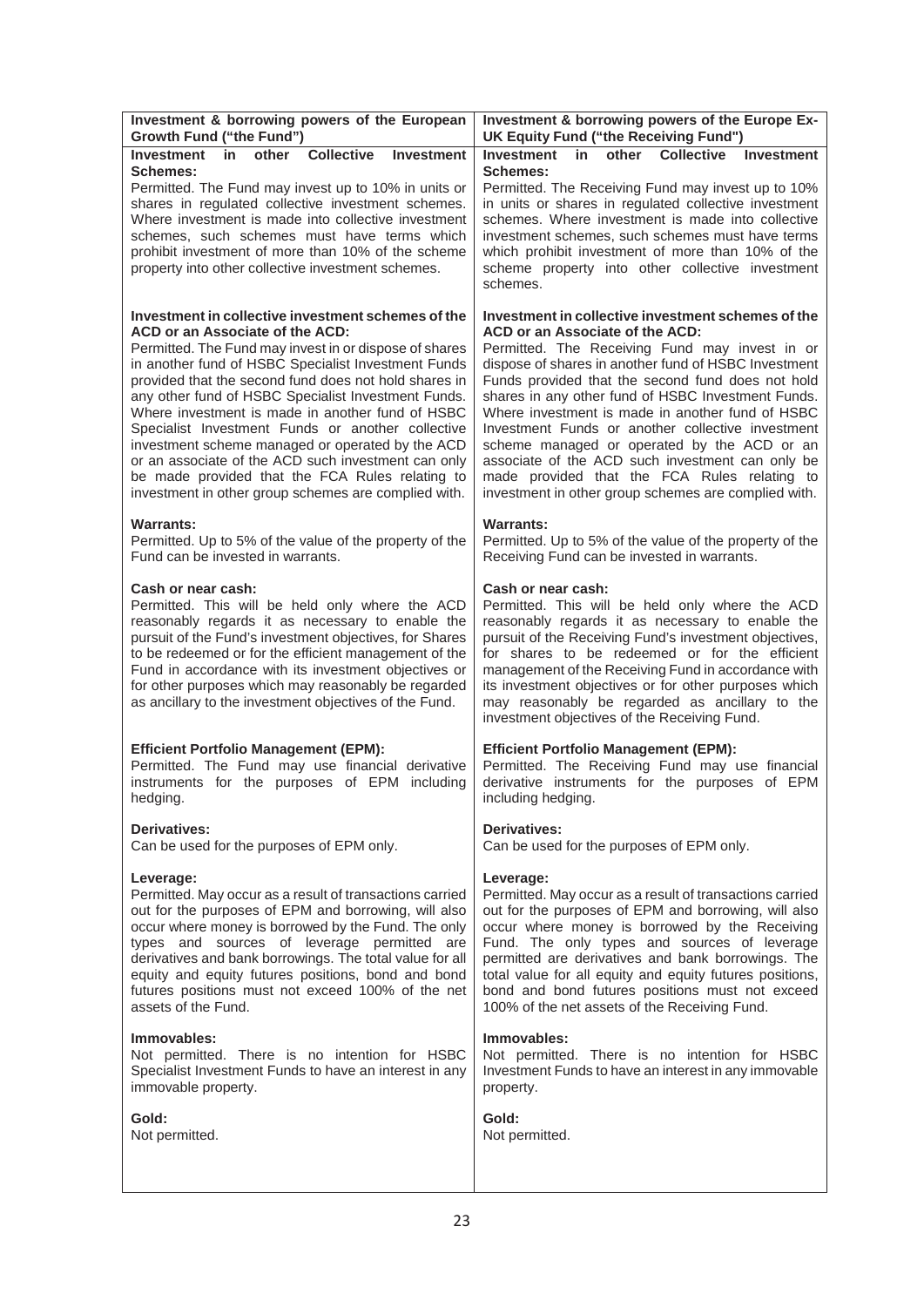| Investment & borrowing powers of the European Growth Fund ("the Fund") | Investment & borrowing powers of the Europe Ex-UK Equity Fund ("the Receiving Fund") |
|---|---|
| **Investment in other Collective Investment Schemes:**<br>Permitted. The Fund may invest up to 10% in units or shares in regulated collective investment schemes. Where investment is made into collective investment schemes, such schemes must have terms which prohibit investment of more than 10% of the scheme property into other collective investment schemes. | **Investment in other Collective Investment Schemes:**<br>Permitted. The Receiving Fund may invest up to 10% in units or shares in regulated collective investment schemes. Where investment is made into collective investment schemes, such schemes must have terms which prohibit investment of more than 10% of the scheme property into other collective investment schemes. |
| **Investment in collective investment schemes of the ACD or an Associate of the ACD:**<br>Permitted. The Fund may invest in or dispose of shares in another fund of HSBC Specialist Investment Funds provided that the second fund does not hold shares in any other fund of HSBC Specialist Investment Funds. Where investment is made in another fund of HSBC Specialist Investment Funds or another collective investment scheme managed or operated by the ACD or an associate of the ACD such investment can only be made provided that the FCA Rules relating to investment in other group schemes are complied with. | **Investment in collective investment schemes of the ACD or an Associate of the ACD:**<br>Permitted. The Receiving Fund may invest in or dispose of shares in another fund of HSBC Investment Funds provided that the second fund does not hold shares in any other fund of HSBC Investment Funds. Where investment is made in another fund of HSBC Investment Funds or another collective investment scheme managed or operated by the ACD or an associate of the ACD such investment can only be made provided that the FCA Rules relating to investment in other group schemes are complied with. |
| **Warrants:**<br>Permitted. Up to 5% of the value of the property of the Fund can be invested in warrants. | **Warrants:**<br>Permitted. Up to 5% of the value of the property of the Receiving Fund can be invested in warrants. |
| **Cash or near cash:**<br>Permitted. This will be held only where the ACD reasonably regards it as necessary to enable the pursuit of the Fund's investment objectives, for Shares to be redeemed or for the efficient management of the Fund in accordance with its investment objectives or for other purposes which may reasonably be regarded as ancillary to the investment objectives of the Fund. | **Cash or near cash:**<br>Permitted. This will be held only where the ACD reasonably regards it as necessary to enable the pursuit of the Receiving Fund's investment objectives, for shares to be redeemed or for the efficient management of the Receiving Fund in accordance with its investment objectives or for other purposes which may reasonably be regarded as ancillary to the investment objectives of the Receiving Fund. |
| **Efficient Portfolio Management (EPM):**<br>Permitted. The Fund may use financial derivative instruments for the purposes of EPM including hedging. | **Efficient Portfolio Management (EPM):**<br>Permitted. The Receiving Fund may use financial derivative instruments for the purposes of EPM including hedging. |
| **Derivatives:**<br>Can be used for the purposes of EPM only. | **Derivatives:**<br>Can be used for the purposes of EPM only. |
| **Leverage:**<br>Permitted. May occur as a result of transactions carried out for the purposes of EPM and borrowing, will also occur where money is borrowed by the Fund. The only types and sources of leverage permitted are derivatives and bank borrowings. The total value for all equity and equity futures positions, bond and bond futures positions must not exceed 100% of the net assets of the Fund. | **Leverage:**<br>Permitted. May occur as a result of transactions carried out for the purposes of EPM and borrowing, will also occur where money is borrowed by the Receiving Fund. The only types and sources of leverage permitted are derivatives and bank borrowings. The total value for all equity and equity futures positions, bond and bond futures positions must not exceed 100% of the net assets of the Receiving Fund. |
| **Immovables:**<br>Not permitted. There is no intention for HSBC Specialist Investment Funds to have an interest in any immovable property. | **Immovables:**<br>Not permitted. There is no intention for HSBC Investment Funds to have an interest in any immovable property. |
| **Gold:**<br>Not permitted. | **Gold:**<br>Not permitted. |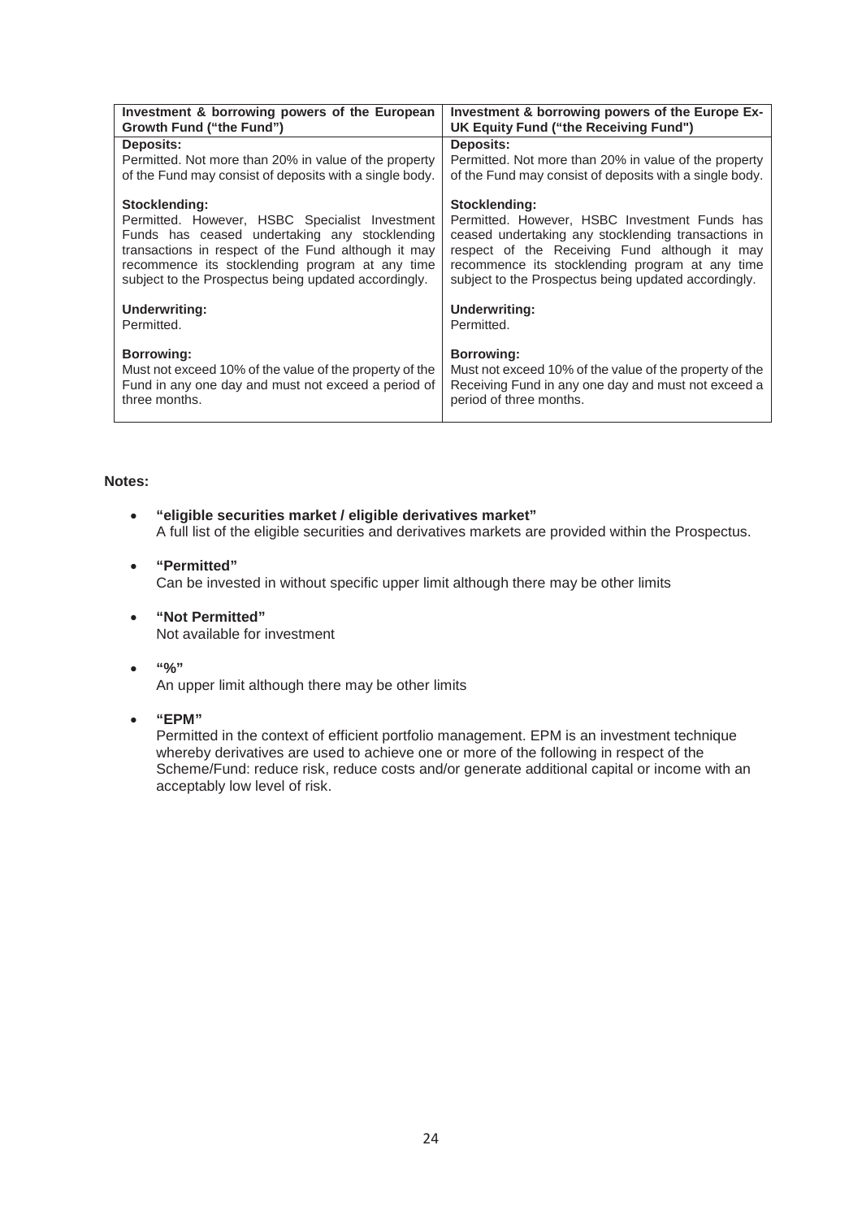| Investment & borrowing powers of the European Growth Fund ("the Fund") | Investment & borrowing powers of the Europe Ex-UK Equity Fund ("the Receiving Fund") |
|---|---|
| **Deposits:**<br>Permitted. Not more than 20% in value of the property of the Fund may consist of deposits with a single body.<br><br>**Stocklending:**<br>Permitted. However, HSBC Specialist Investment Funds has ceased undertaking any stocklending transactions in respect of the Fund although it may recommence its stocklending program at any time subject to the Prospectus being updated accordingly.<br><br>**Underwriting:**<br>Permitted.<br><br>**Borrowing:**<br>Must not exceed 10% of the value of the property of the Fund in any one day and must not exceed a period of three months. | **Deposits:**<br>Permitted. Not more than 20% in value of the property of the Fund may consist of deposits with a single body.<br><br>**Stocklending:**<br>Permitted. However, HSBC Investment Funds has ceased undertaking any stocklending transactions in respect of the Receiving Fund although it may recommence its stocklending program at any time subject to the Prospectus being updated accordingly.<br><br>**Underwriting:**<br>Permitted.<br><br>**Borrowing:**<br>Must not exceed 10% of the value of the property of the Receiving Fund in any one day and must not exceed a period of three months. |

**Notes:**

- **"eligible securities market / eligible derivatives market"**
  A full list of the eligible securities and derivatives markets are provided within the Prospectus.
- **"Permitted"**
  Can be invested in without specific upper limit although there may be other limits
- **"Not Permitted"**
  Not available for investment
- **"%"**
  An upper limit although there may be other limits
- **"EPM"**
  Permitted in the context of efficient portfolio management. EPM is an investment technique whereby derivatives are used to achieve one or more of the following in respect of the Scheme/Fund: reduce risk, reduce costs and/or generate additional capital or income with an acceptably low level of risk.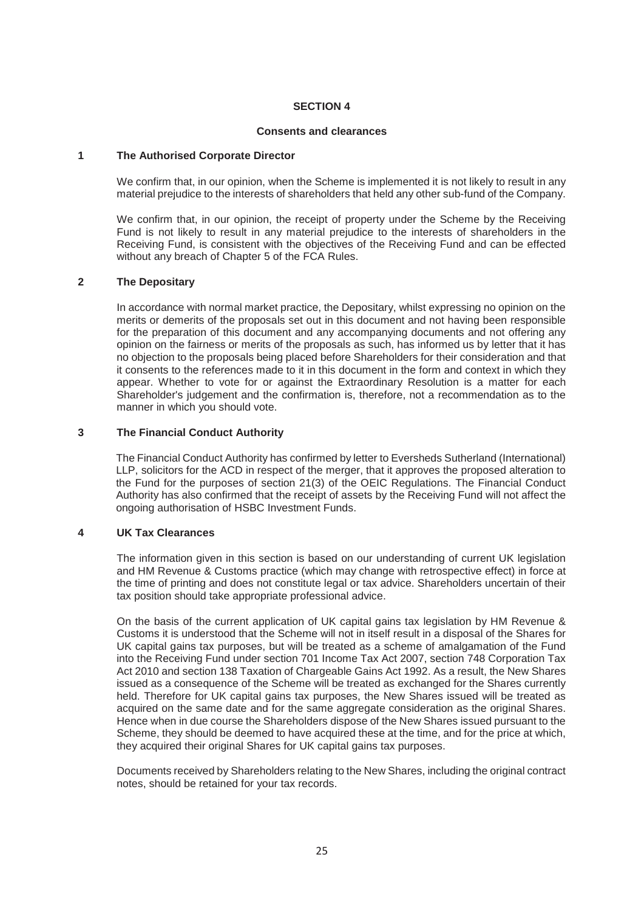## SECTION 4

### Consents and clearances

### 1 The Authorised Corporate Director

We confirm that, in our opinion, when the Scheme is implemented it is not likely to result in any material prejudice to the interests of shareholders that held any other sub-fund of the Company.

We confirm that, in our opinion, the receipt of property under the Scheme by the Receiving Fund is not likely to result in any material prejudice to the interests of shareholders in the Receiving Fund, is consistent with the objectives of the Receiving Fund and can be effected without any breach of Chapter 5 of the FCA Rules.

### 2 The Depositary

In accordance with normal market practice, the Depositary, whilst expressing no opinion on the merits or demerits of the proposals set out in this document and not having been responsible for the preparation of this document and any accompanying documents and not offering any opinion on the fairness or merits of the proposals as such, has informed us by letter that it has no objection to the proposals being placed before Shareholders for their consideration and that it consents to the references made to it in this document in the form and context in which they appear. Whether to vote for or against the Extraordinary Resolution is a matter for each Shareholder's judgement and the confirmation is, therefore, not a recommendation as to the manner in which you should vote.

### 3 The Financial Conduct Authority

The Financial Conduct Authority has confirmed by letter to Eversheds Sutherland (International) LLP, solicitors for the ACD in respect of the merger, that it approves the proposed alteration to the Fund for the purposes of section 21(3) of the OEIC Regulations. The Financial Conduct Authority has also confirmed that the receipt of assets by the Receiving Fund will not affect the ongoing authorisation of HSBC Investment Funds.

### 4 UK Tax Clearances

The information given in this section is based on our understanding of current UK legislation and HM Revenue & Customs practice (which may change with retrospective effect) in force at the time of printing and does not constitute legal or tax advice. Shareholders uncertain of their tax position should take appropriate professional advice.

On the basis of the current application of UK capital gains tax legislation by HM Revenue & Customs it is understood that the Scheme will not in itself result in a disposal of the Shares for UK capital gains tax purposes, but will be treated as a scheme of amalgamation of the Fund into the Receiving Fund under section 701 Income Tax Act 2007, section 748 Corporation Tax Act 2010 and section 138 Taxation of Chargeable Gains Act 1992. As a result, the New Shares issued as a consequence of the Scheme will be treated as exchanged for the Shares currently held. Therefore for UK capital gains tax purposes, the New Shares issued will be treated as acquired on the same date and for the same aggregate consideration as the original Shares. Hence when in due course the Shareholders dispose of the New Shares issued pursuant to the Scheme, they should be deemed to have acquired these at the time, and for the price at which, they acquired their original Shares for UK capital gains tax purposes.

Documents received by Shareholders relating to the New Shares, including the original contract notes, should be retained for your tax records.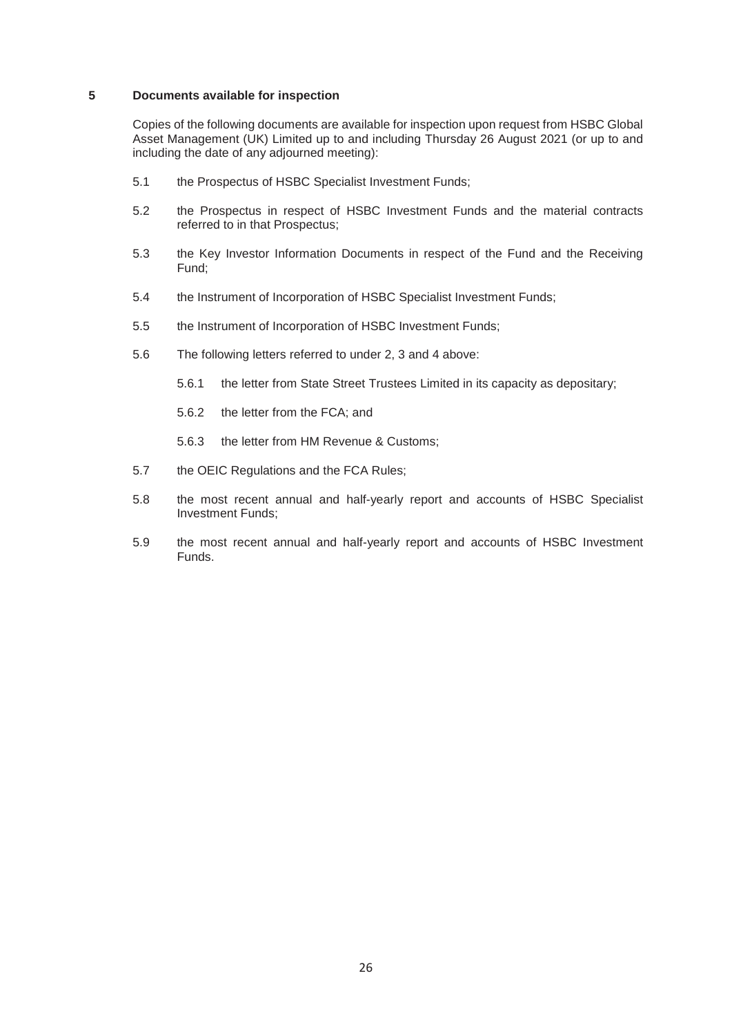## 5 Documents available for inspection

Copies of the following documents are available for inspection upon request from HSBC Global Asset Management (UK) Limited up to and including Thursday 26 August 2021 (or up to and including the date of any adjourned meeting):

5.1 the Prospectus of HSBC Specialist Investment Funds;

5.2 the Prospectus in respect of HSBC Investment Funds and the material contracts referred to in that Prospectus;

5.3 the Key Investor Information Documents in respect of the Fund and the Receiving Fund;

5.4 the Instrument of Incorporation of HSBC Specialist Investment Funds;

5.5 the Instrument of Incorporation of HSBC Investment Funds;

5.6 The following letters referred to under 2, 3 and 4 above:

- 5.6.1 the letter from State Street Trustees Limited in its capacity as depositary;
- 5.6.2 the letter from the FCA; and
- 5.6.3 the letter from HM Revenue & Customs;

5.7 the OEIC Regulations and the FCA Rules;

5.8 the most recent annual and half-yearly report and accounts of HSBC Specialist Investment Funds;

5.9 the most recent annual and half-yearly report and accounts of HSBC Investment Funds.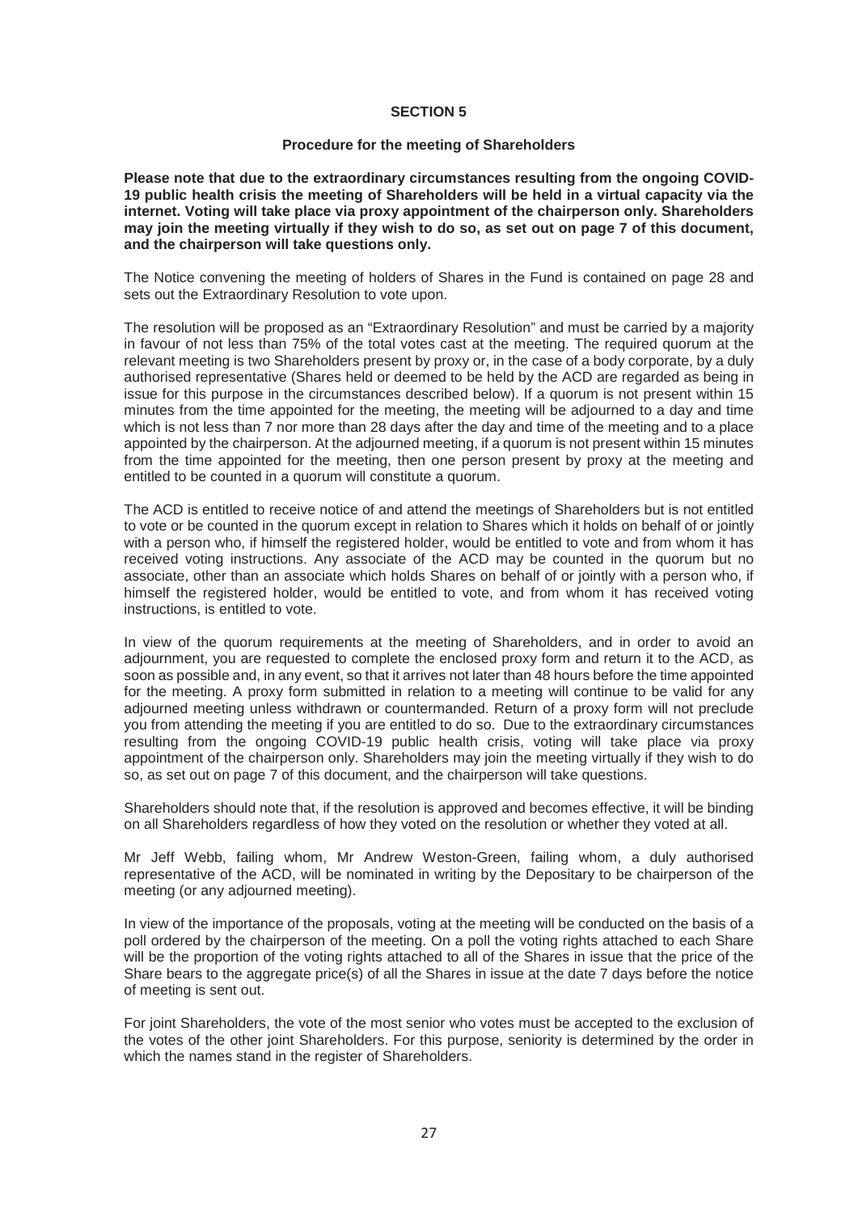## SECTION 5

### Procedure for the meeting of Shareholders

**Please note that due to the extraordinary circumstances resulting from the ongoing COVID-19 public health crisis the meeting of Shareholders will be held in a virtual capacity via the internet. Voting will take place via proxy appointment of the chairperson only. Shareholders may join the meeting virtually if they wish to do so, as set out on page 7 of this document, and the chairperson will take questions only.**

The Notice convening the meeting of holders of Shares in the Fund is contained on page 28 and sets out the Extraordinary Resolution to vote upon.

The resolution will be proposed as an "Extraordinary Resolution" and must be carried by a majority in favour of not less than 75% of the total votes cast at the meeting. The required quorum at the relevant meeting is two Shareholders present by proxy or, in the case of a body corporate, by a duly authorised representative (Shares held or deemed to be held by the ACD are regarded as being in issue for this purpose in the circumstances described below). If a quorum is not present within 15 minutes from the time appointed for the meeting, the meeting will be adjourned to a day and time which is not less than 7 nor more than 28 days after the day and time of the meeting and to a place appointed by the chairperson. At the adjourned meeting, if a quorum is not present within 15 minutes from the time appointed for the meeting, then one person present by proxy at the meeting and entitled to be counted in a quorum will constitute a quorum.

The ACD is entitled to receive notice of and attend the meetings of Shareholders but is not entitled to vote or be counted in the quorum except in relation to Shares which it holds on behalf of or jointly with a person who, if himself the registered holder, would be entitled to vote and from whom it has received voting instructions. Any associate of the ACD may be counted in the quorum but no associate, other than an associate which holds Shares on behalf of or jointly with a person who, if himself the registered holder, would be entitled to vote, and from whom it has received voting instructions, is entitled to vote.

In view of the quorum requirements at the meeting of Shareholders, and in order to avoid an adjournment, you are requested to complete the enclosed proxy form and return it to the ACD, as soon as possible and, in any event, so that it arrives not later than 48 hours before the time appointed for the meeting. A proxy form submitted in relation to a meeting will continue to be valid for any adjourned meeting unless withdrawn or countermanded. Return of a proxy form will not preclude you from attending the meeting if you are entitled to do so. Due to the extraordinary circumstances resulting from the ongoing COVID-19 public health crisis, voting will take place via proxy appointment of the chairperson only. Shareholders may join the meeting virtually if they wish to do so, as set out on page 7 of this document, and the chairperson will take questions.

Shareholders should note that, if the resolution is approved and becomes effective, it will be binding on all Shareholders regardless of how they voted on the resolution or whether they voted at all.

Mr Jeff Webb, failing whom, Mr Andrew Weston-Green, failing whom, a duly authorised representative of the ACD, will be nominated in writing by the Depositary to be chairperson of the meeting (or any adjourned meeting).

In view of the importance of the proposals, voting at the meeting will be conducted on the basis of a poll ordered by the chairperson of the meeting. On a poll the voting rights attached to each Share will be the proportion of the voting rights attached to all of the Shares in issue that the price of the Share bears to the aggregate price(s) of all the Shares in issue at the date 7 days before the notice of meeting is sent out.

For joint Shareholders, the vote of the most senior who votes must be accepted to the exclusion of the votes of the other joint Shareholders. For this purpose, seniority is determined by the order in which the names stand in the register of Shareholders.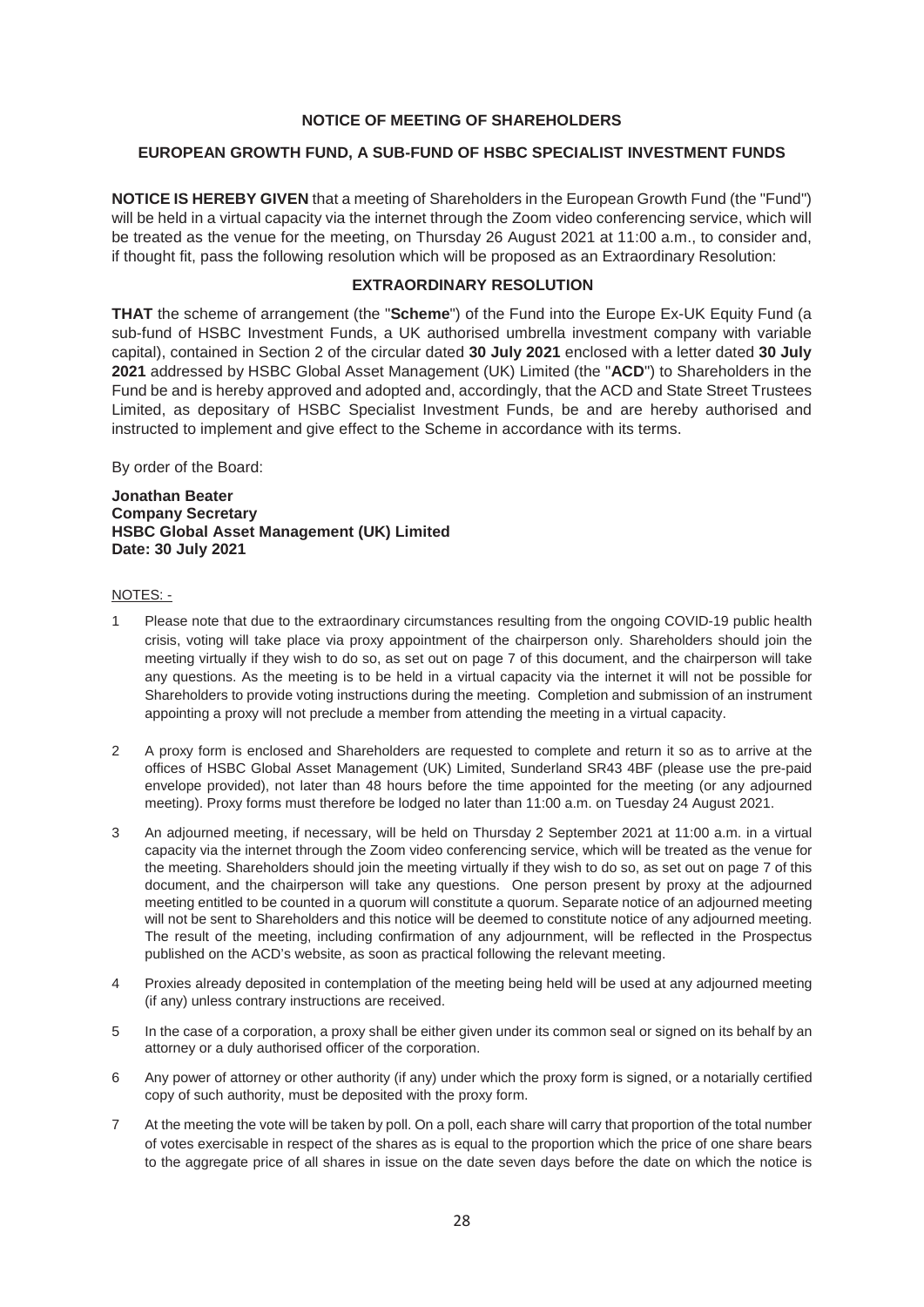## NOTICE OF MEETING OF SHAREHOLDERS

## EUROPEAN GROWTH FUND, A SUB-FUND OF HSBC SPECIALIST INVESTMENT FUNDS

**NOTICE IS HEREBY GIVEN** that a meeting of Shareholders in the European Growth Fund (the "Fund") will be held in a virtual capacity via the internet through the Zoom video conferencing service, which will be treated as the venue for the meeting, on Thursday 26 August 2021 at 11:00 a.m., to consider and, if thought fit, pass the following resolution which will be proposed as an Extraordinary Resolution:

### EXTRAORDINARY RESOLUTION

**THAT** the scheme of arrangement (the "**Scheme**") of the Fund into the Europe Ex-UK Equity Fund (a sub-fund of HSBC Investment Funds, a UK authorised umbrella investment company with variable capital), contained in Section 2 of the circular dated **30 July 2021** enclosed with a letter dated **30 July 2021** addressed by HSBC Global Asset Management (UK) Limited (the "**ACD**") to Shareholders in the Fund be and is hereby approved and adopted and, accordingly, that the ACD and State Street Trustees Limited, as depositary of HSBC Specialist Investment Funds, be and are hereby authorised and instructed to implement and give effect to the Scheme in accordance with its terms.

By order of the Board:

**Jonathan Beater**
**Company Secretary**
**HSBC Global Asset Management (UK) Limited**
**Date: 30 July 2021**

NOTES: -

1. Please note that due to the extraordinary circumstances resulting from the ongoing COVID-19 public health crisis, voting will take place via proxy appointment of the chairperson only. Shareholders should join the meeting virtually if they wish to do so, as set out on page 7 of this document, and the chairperson will take any questions. As the meeting is to be held in a virtual capacity via the internet it will not be possible for Shareholders to provide voting instructions during the meeting. Completion and submission of an instrument appointing a proxy will not preclude a member from attending the meeting in a virtual capacity.

2. A proxy form is enclosed and Shareholders are requested to complete and return it so as to arrive at the offices of HSBC Global Asset Management (UK) Limited, Sunderland SR43 4BF (please use the pre-paid envelope provided), not later than 48 hours before the time appointed for the meeting (or any adjourned meeting). Proxy forms must therefore be lodged no later than 11:00 a.m. on Tuesday 24 August 2021.

3. An adjourned meeting, if necessary, will be held on Thursday 2 September 2021 at 11:00 a.m. in a virtual capacity via the internet through the Zoom video conferencing service, which will be treated as the venue for the meeting. Shareholders should join the meeting virtually if they wish to do so, as set out on page 7 of this document, and the chairperson will take any questions. One person present by proxy at the adjourned meeting entitled to be counted in a quorum will constitute a quorum. Separate notice of an adjourned meeting will not be sent to Shareholders and this notice will be deemed to constitute notice of any adjourned meeting. The result of the meeting, including confirmation of any adjournment, will be reflected in the Prospectus published on the ACD's website, as soon as practical following the relevant meeting.

4. Proxies already deposited in contemplation of the meeting being held will be used at any adjourned meeting (if any) unless contrary instructions are received.

5. In the case of a corporation, a proxy shall be either given under its common seal or signed on its behalf by an attorney or a duly authorised officer of the corporation.

6. Any power of attorney or other authority (if any) under which the proxy form is signed, or a notarially certified copy of such authority, must be deposited with the proxy form.

7. At the meeting the vote will be taken by poll. On a poll, each share will carry that proportion of the total number of votes exercisable in respect of the shares as is equal to the proportion which the price of one share bears to the aggregate price of all shares in issue on the date seven days before the date on which the notice is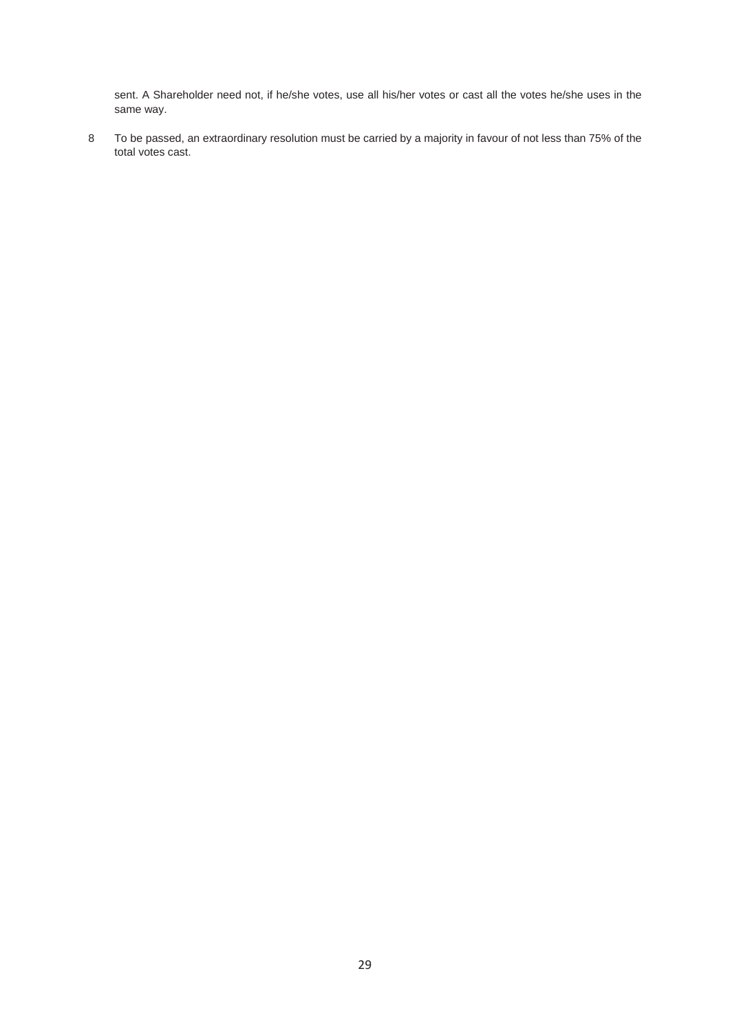sent. A Shareholder need not, if he/she votes, use all his/her votes or cast all the votes he/she uses in the same way.

8 To be passed, an extraordinary resolution must be carried by a majority in favour of not less than 75% of the total votes cast.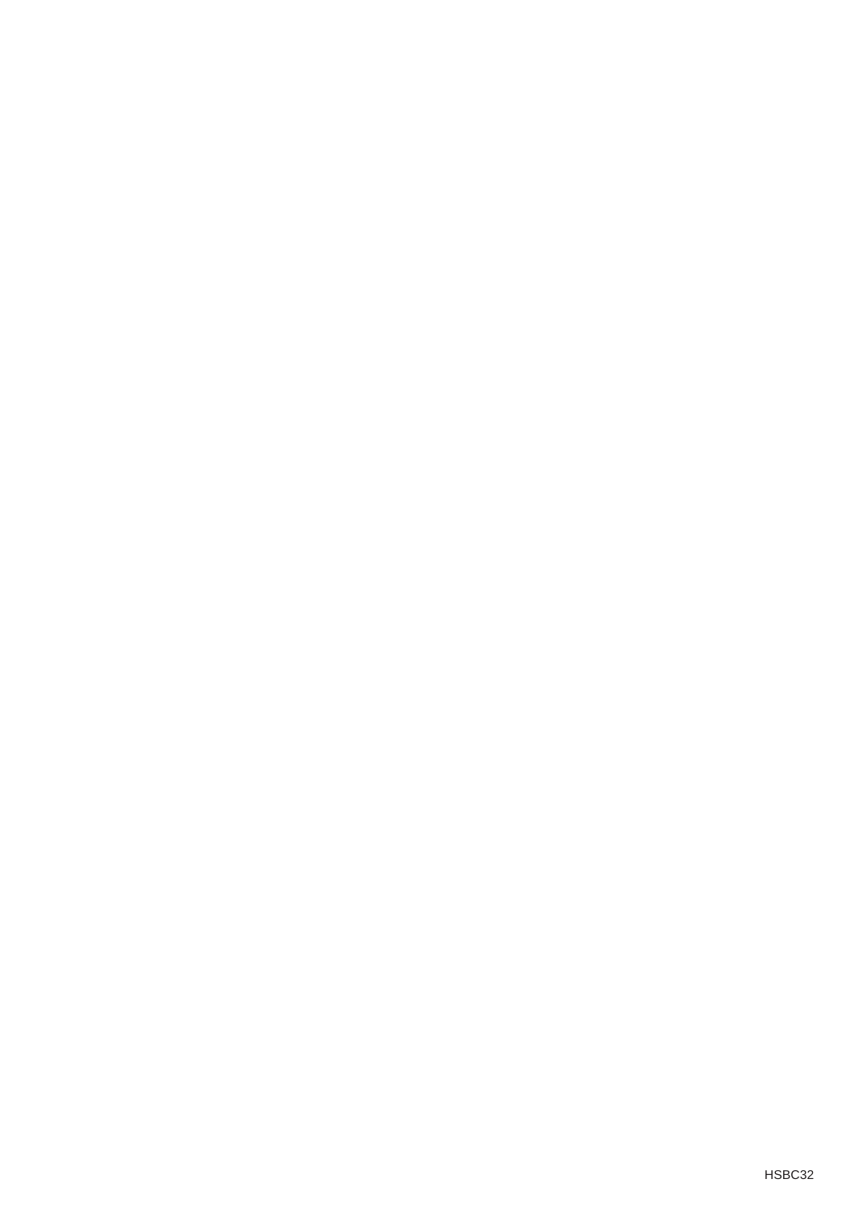HSBC32